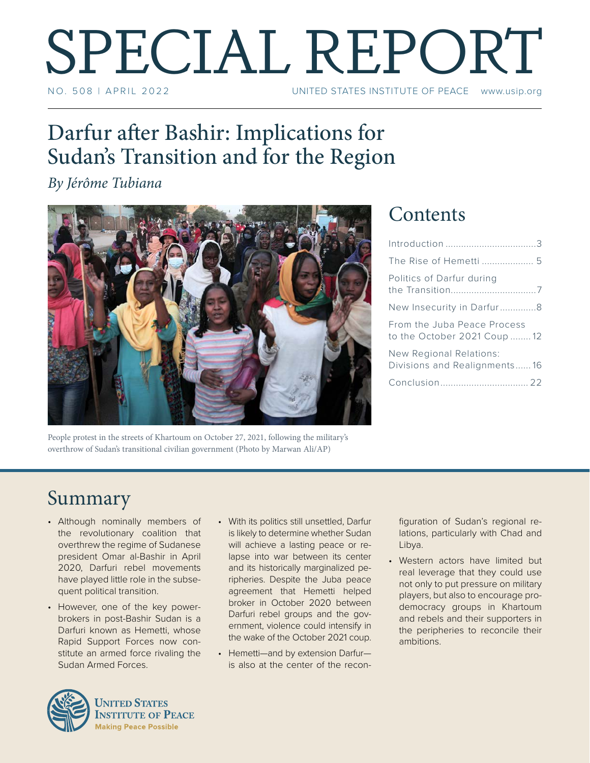# SPECIAL REPORT

NO. 508 | APRIL 2022 UNITED STATES INSTITUTE OF PEACE www.usip.org

## Darfur after Bashir: Implications for Sudan's Transition and for the Region

*By Jérôme Tubiana*

People protest in the streets of Khartoum on October 27, 2021, following the military's overthrow of Sudan's transitional civilian government (Photo by Marwan Ali/AP)

## Contents

| | |
|---|---|
| Introduction | 3 |
| The Rise of Hemetti | 5 |
| Politics of Darfur during the Transition | 7 |
| New Insecurity in Darfur | 8 |
| From the Juba Peace Process to the October 2021 Coup | 12 |
| New Regional Relations: Divisions and Realignments | 16 |
| Conclusion | 22 |

## Summary

- Although nominally members of the revolutionary coalition that overthrew the regime of Sudanese president Omar al-Bashir in April 2020, Darfuri rebel movements have played little role in the subsequent political transition.
- However, one of the key powerbrokers in post-Bashir Sudan is a Darfuri known as Hemetti, whose Rapid Support Forces now constitute an armed force rivaling the Sudan Armed Forces.
- With its politics still unsettled, Darfur is likely to determine whether Sudan will achieve a lasting peace or relapse into war between its center and its historically marginalized peripheries. Despite the Juba peace agreement that Hemetti helped broker in October 2020 between Darfuri rebel groups and the government, violence could intensify in the wake of the October 2021 coup.
- Hemetti—and by extension Darfur—is also at the center of the reconfiguration of Sudan's regional relations, particularly with Chad and Libya.
- Western actors have limited but real leverage that they could use not only to put pressure on military players, but also to encourage prodemocracy groups in Khartoum and rebels and their supporters in the peripheries to reconcile their ambitions.

United States Institute of Peace
Making Peace Possible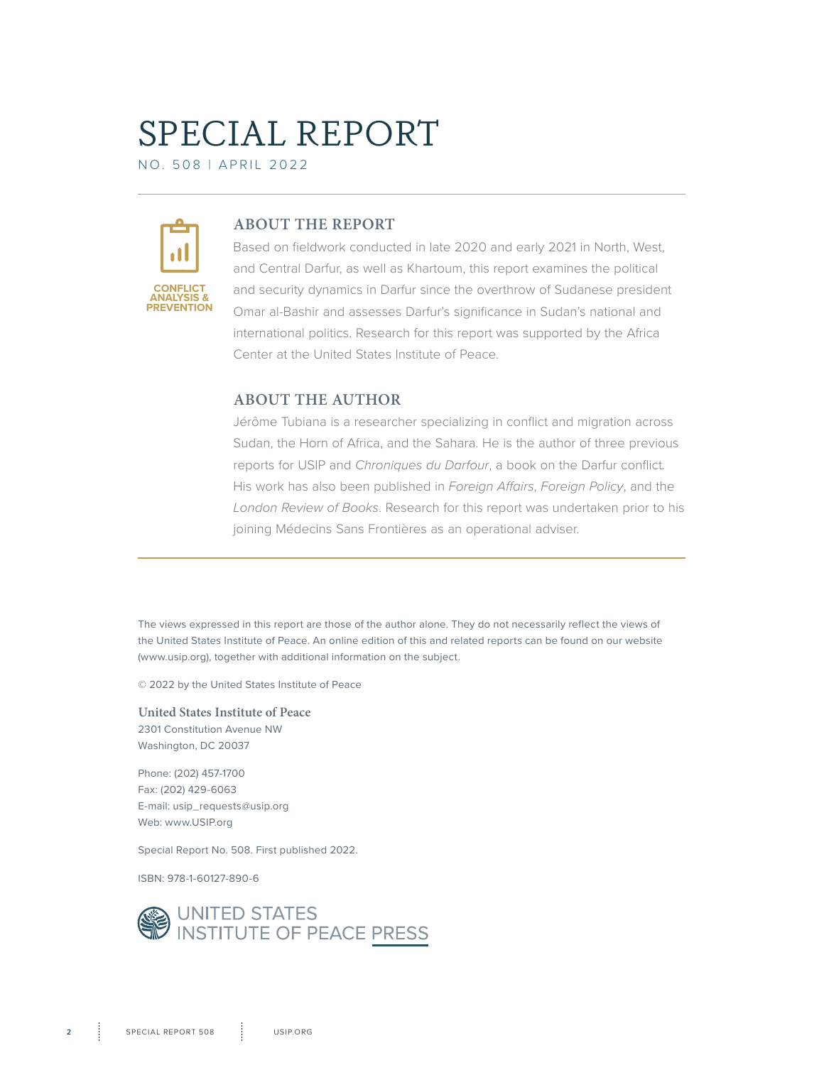# SPECIAL REPORT

NO. 508 | APRIL 2022

CONFLICT ANALYSIS & PREVENTION

## ABOUT THE REPORT

Based on fieldwork conducted in late 2020 and early 2021 in North, West, and Central Darfur, as well as Khartoum, this report examines the political and security dynamics in Darfur since the overthrow of Sudanese president Omar al-Bashir and assesses Darfur's significance in Sudan's national and international politics. Research for this report was supported by the Africa Center at the United States Institute of Peace.

## ABOUT THE AUTHOR

Jérôme Tubiana is a researcher specializing in conflict and migration across Sudan, the Horn of Africa, and the Sahara. He is the author of three previous reports for USIP and *Chroniques du Darfour*, a book on the Darfur conflict. His work has also been published in *Foreign Affairs*, *Foreign Policy*, and the *London Review of Books*. Research for this report was undertaken prior to his joining Médecins Sans Frontières as an operational adviser.

The views expressed in this report are those of the author alone. They do not necessarily reflect the views of the United States Institute of Peace. An online edition of this and related reports can be found on our website (www.usip.org), together with additional information on the subject.

© 2022 by the United States Institute of Peace

**United States Institute of Peace**
2301 Constitution Avenue NW
Washington, DC 20037

Phone: (202) 457-1700
Fax: (202) 429-6063
E-mail: usip_requests@usip.org
Web: www.USIP.org

Special Report No. 508. First published 2022.

ISBN: 978-1-60127-890-6

UNITED STATES INSTITUTE OF PEACE PRESS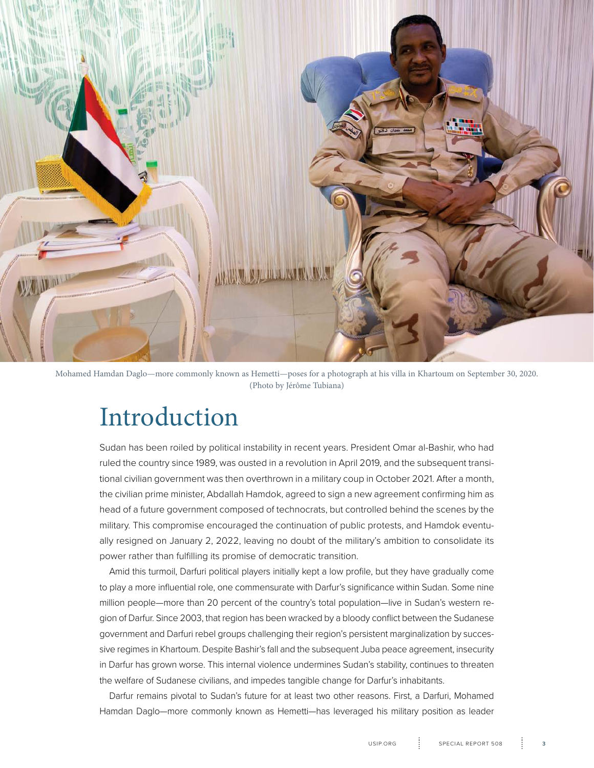Mohamed Hamdan Daglo—more commonly known as Hemetti—poses for a photograph at his villa in Khartoum on September 30, 2020. (Photo by Jérôme Tubiana)

# Introduction

Sudan has been roiled by political instability in recent years. President Omar al-Bashir, who had ruled the country since 1989, was ousted in a revolution in April 2019, and the subsequent transitional civilian government was then overthrown in a military coup in October 2021. After a month, the civilian prime minister, Abdallah Hamdok, agreed to sign a new agreement confirming him as head of a future government composed of technocrats, but controlled behind the scenes by the military. This compromise encouraged the continuation of public protests, and Hamdok eventually resigned on January 2, 2022, leaving no doubt of the military's ambition to consolidate its power rather than fulfilling its promise of democratic transition.

Amid this turmoil, Darfuri political players initially kept a low profile, but they have gradually come to play a more influential role, one commensurate with Darfur's significance within Sudan. Some nine million people—more than 20 percent of the country's total population—live in Sudan's western region of Darfur. Since 2003, that region has been wracked by a bloody conflict between the Sudanese government and Darfuri rebel groups challenging their region's persistent marginalization by successive regimes in Khartoum. Despite Bashir's fall and the subsequent Juba peace agreement, insecurity in Darfur has grown worse. This internal violence undermines Sudan's stability, continues to threaten the welfare of Sudanese civilians, and impedes tangible change for Darfur's inhabitants.

Darfur remains pivotal to Sudan's future for at least two other reasons. First, a Darfuri, Mohamed Hamdan Daglo—more commonly known as Hemetti—has leveraged his military position as leader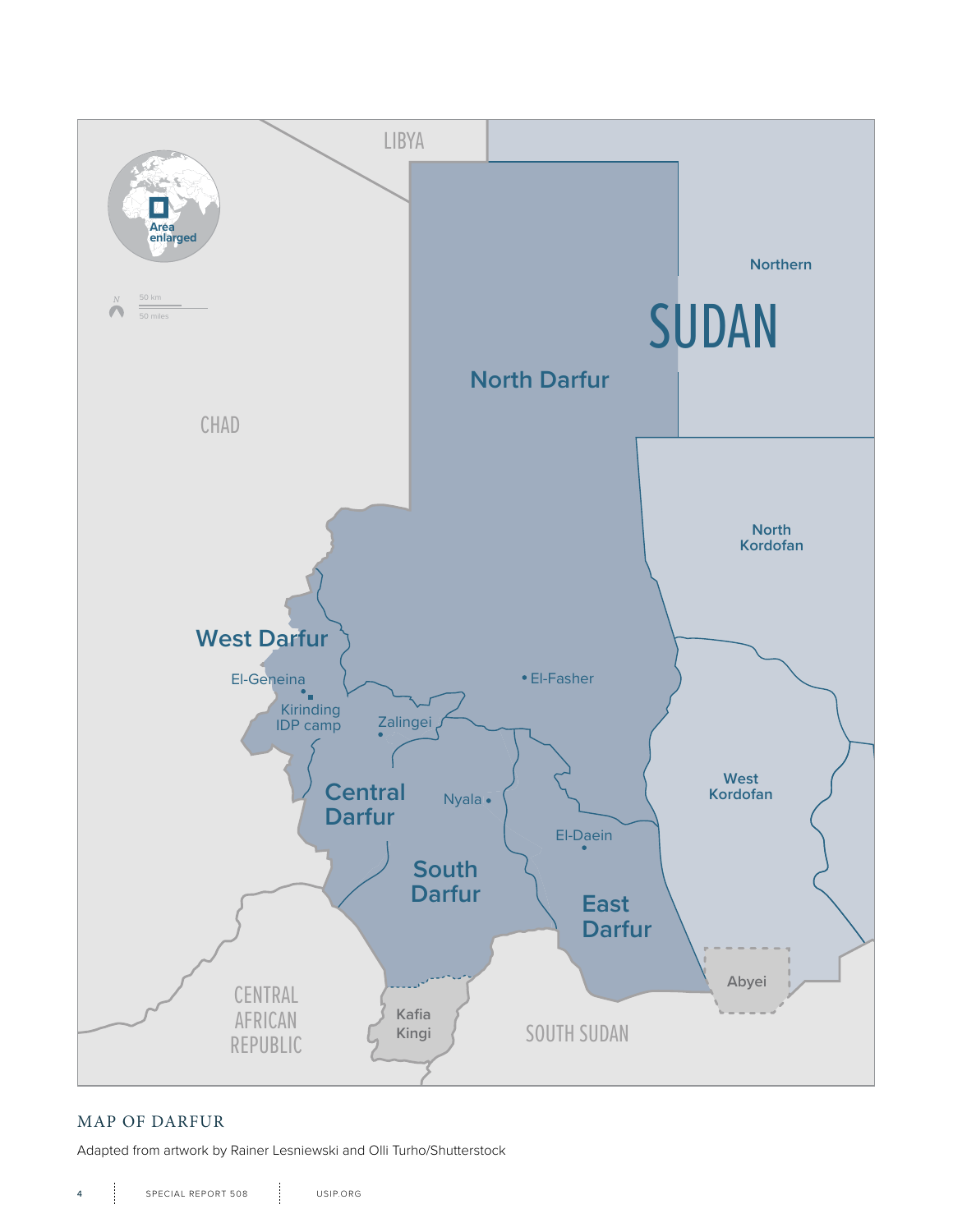MAP OF DARFUR

Adapted from artwork by Rainer Lesniewski and Olli Turho/Shutterstock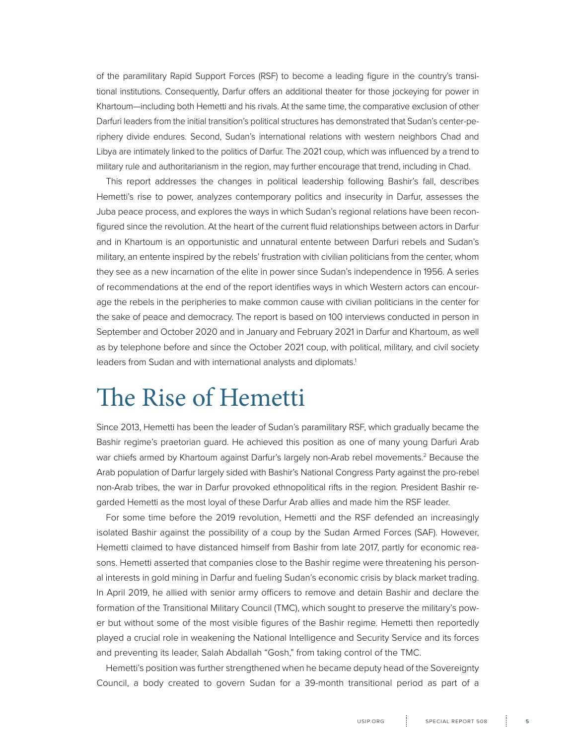of the paramilitary Rapid Support Forces (RSF) to become a leading figure in the country's transitional institutions. Consequently, Darfur offers an additional theater for those jockeying for power in Khartoum—including both Hemetti and his rivals. At the same time, the comparative exclusion of other Darfuri leaders from the initial transition's political structures has demonstrated that Sudan's center-periphery divide endures. Second, Sudan's international relations with western neighbors Chad and Libya are intimately linked to the politics of Darfur. The 2021 coup, which was influenced by a trend to military rule and authoritarianism in the region, may further encourage that trend, including in Chad.

This report addresses the changes in political leadership following Bashir's fall, describes Hemetti's rise to power, analyzes contemporary politics and insecurity in Darfur, assesses the Juba peace process, and explores the ways in which Sudan's regional relations have been reconfigured since the revolution. At the heart of the current fluid relationships between actors in Darfur and in Khartoum is an opportunistic and unnatural entente between Darfuri rebels and Sudan's military, an entente inspired by the rebels' frustration with civilian politicians from the center, whom they see as a new incarnation of the elite in power since Sudan's independence in 1956. A series of recommendations at the end of the report identifies ways in which Western actors can encourage the rebels in the peripheries to make common cause with civilian politicians in the center for the sake of peace and democracy. The report is based on 100 interviews conducted in person in September and October 2020 and in January and February 2021 in Darfur and Khartoum, as well as by telephone before and since the October 2021 coup, with political, military, and civil society leaders from Sudan and with international analysts and diplomats.[1]

# The Rise of Hemetti

Since 2013, Hemetti has been the leader of Sudan's paramilitary RSF, which gradually became the Bashir regime's praetorian guard. He achieved this position as one of many young Darfuri Arab war chiefs armed by Khartoum against Darfur's largely non-Arab rebel movements.[2] Because the Arab population of Darfur largely sided with Bashir's National Congress Party against the pro-rebel non-Arab tribes, the war in Darfur provoked ethnopolitical rifts in the region. President Bashir regarded Hemetti as the most loyal of these Darfur Arab allies and made him the RSF leader.

For some time before the 2019 revolution, Hemetti and the RSF defended an increasingly isolated Bashir against the possibility of a coup by the Sudan Armed Forces (SAF). However, Hemetti claimed to have distanced himself from Bashir from late 2017, partly for economic reasons. Hemetti asserted that companies close to the Bashir regime were threatening his personal interests in gold mining in Darfur and fueling Sudan's economic crisis by black market trading. In April 2019, he allied with senior army officers to remove and detain Bashir and declare the formation of the Transitional Military Council (TMC), which sought to preserve the military's power but without some of the most visible figures of the Bashir regime. Hemetti then reportedly played a crucial role in weakening the National Intelligence and Security Service and its forces and preventing its leader, Salah Abdallah "Gosh," from taking control of the TMC.

Hemetti's position was further strengthened when he became deputy head of the Sovereignty Council, a body created to govern Sudan for a 39-month transitional period as part of a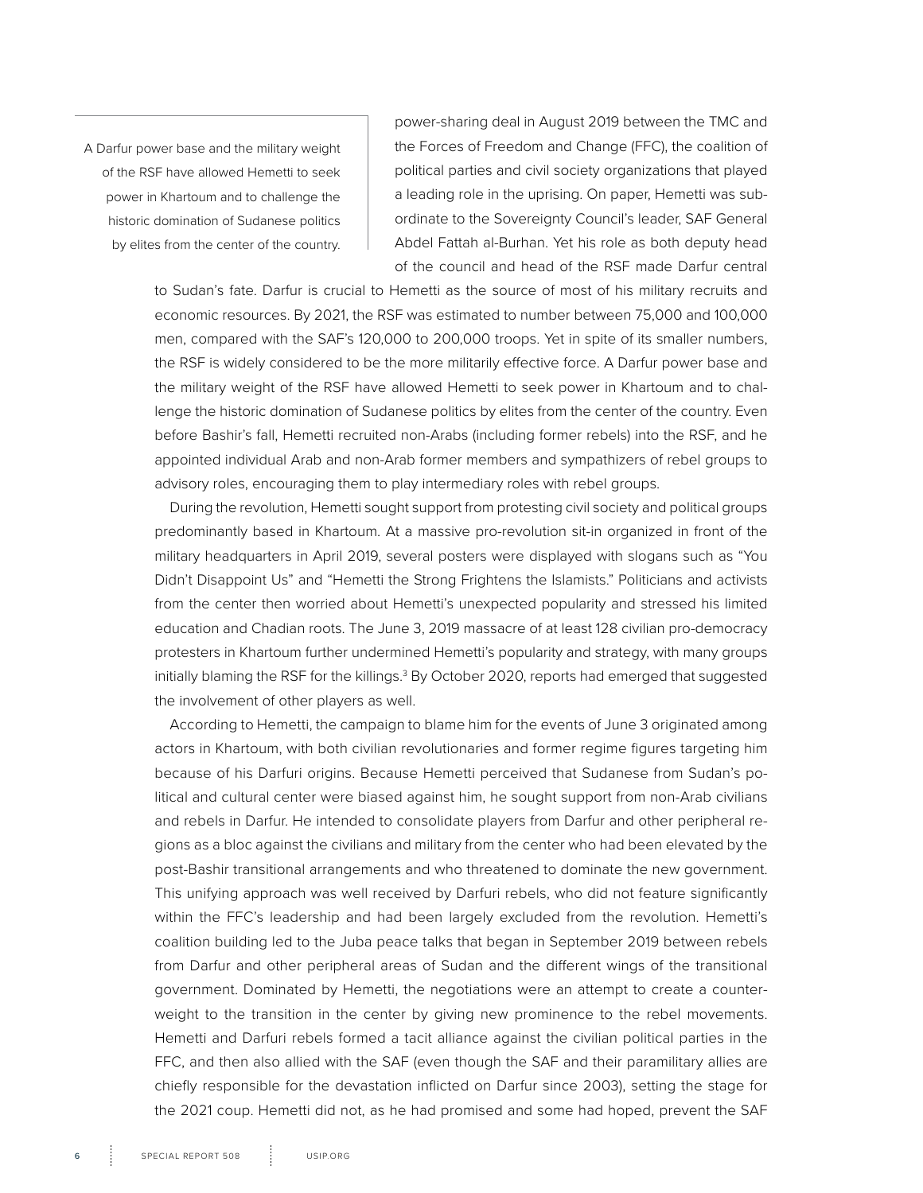> A Darfur power base and the military weight of the RSF have allowed Hemetti to seek power in Khartoum and to challenge the historic domination of Sudanese politics by elites from the center of the country.

power-sharing deal in August 2019 between the TMC and the Forces of Freedom and Change (FFC), the coalition of political parties and civil society organizations that played a leading role in the uprising. On paper, Hemetti was subordinate to the Sovereignty Council's leader, SAF General Abdel Fattah al-Burhan. Yet his role as both deputy head of the council and head of the RSF made Darfur central to Sudan's fate. Darfur is crucial to Hemetti as the source of most of his military recruits and economic resources. By 2021, the RSF was estimated to number between 75,000 and 100,000 men, compared with the SAF's 120,000 to 200,000 troops. Yet in spite of its smaller numbers, the RSF is widely considered to be the more militarily effective force. A Darfur power base and the military weight of the RSF have allowed Hemetti to seek power in Khartoum and to challenge the historic domination of Sudanese politics by elites from the center of the country. Even before Bashir's fall, Hemetti recruited non-Arabs (including former rebels) into the RSF, and he appointed individual Arab and non-Arab former members and sympathizers of rebel groups to advisory roles, encouraging them to play intermediary roles with rebel groups.

During the revolution, Hemetti sought support from protesting civil society and political groups predominantly based in Khartoum. At a massive pro-revolution sit-in organized in front of the military headquarters in April 2019, several posters were displayed with slogans such as "You Didn't Disappoint Us" and "Hemetti the Strong Frightens the Islamists." Politicians and activists from the center then worried about Hemetti's unexpected popularity and stressed his limited education and Chadian roots. The June 3, 2019 massacre of at least 128 civilian pro-democracy protesters in Khartoum further undermined Hemetti's popularity and strategy, with many groups initially blaming the RSF for the killings.[3] By October 2020, reports had emerged that suggested the involvement of other players as well.

According to Hemetti, the campaign to blame him for the events of June 3 originated among actors in Khartoum, with both civilian revolutionaries and former regime figures targeting him because of his Darfuri origins. Because Hemetti perceived that Sudanese from Sudan's political and cultural center were biased against him, he sought support from non-Arab civilians and rebels in Darfur. He intended to consolidate players from Darfur and other peripheral regions as a bloc against the civilians and military from the center who had been elevated by the post-Bashir transitional arrangements and who threatened to dominate the new government. This unifying approach was well received by Darfuri rebels, who did not feature significantly within the FFC's leadership and had been largely excluded from the revolution. Hemetti's coalition building led to the Juba peace talks that began in September 2019 between rebels from Darfur and other peripheral areas of Sudan and the different wings of the transitional government. Dominated by Hemetti, the negotiations were an attempt to create a counterweight to the transition in the center by giving new prominence to the rebel movements. Hemetti and Darfuri rebels formed a tacit alliance against the civilian political parties in the FFC, and then also allied with the SAF (even though the SAF and their paramilitary allies are chiefly responsible for the devastation inflicted on Darfur since 2003), setting the stage for the 2021 coup. Hemetti did not, as he had promised and some had hoped, prevent the SAF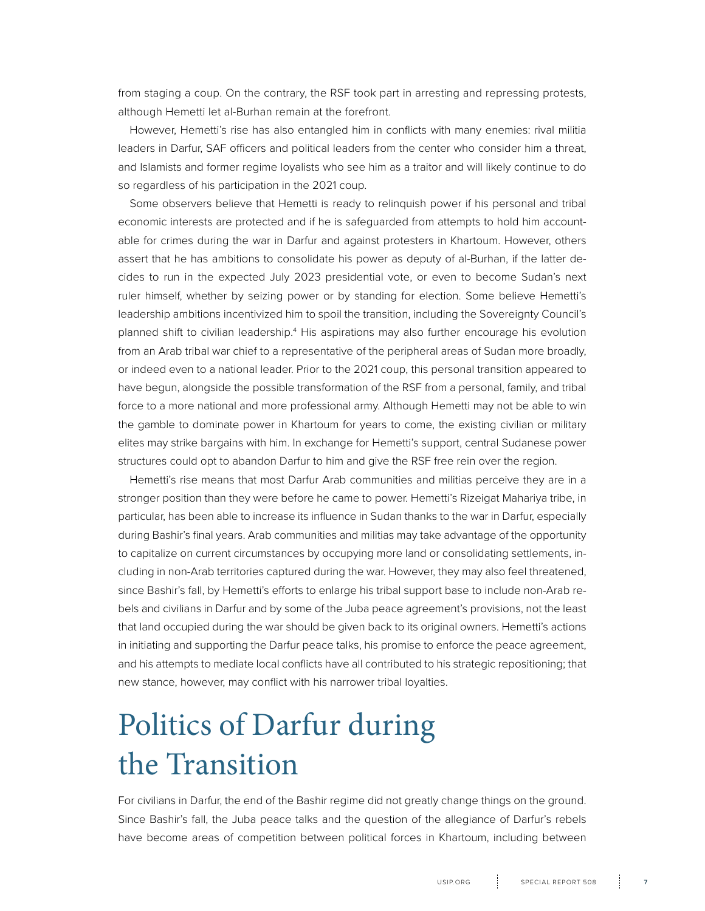from staging a coup. On the contrary, the RSF took part in arresting and repressing protests, although Hemetti let al-Burhan remain at the forefront.

However, Hemetti's rise has also entangled him in conflicts with many enemies: rival militia leaders in Darfur, SAF officers and political leaders from the center who consider him a threat, and Islamists and former regime loyalists who see him as a traitor and will likely continue to do so regardless of his participation in the 2021 coup.

Some observers believe that Hemetti is ready to relinquish power if his personal and tribal economic interests are protected and if he is safeguarded from attempts to hold him accountable for crimes during the war in Darfur and against protesters in Khartoum. However, others assert that he has ambitions to consolidate his power as deputy of al-Burhan, if the latter decides to run in the expected July 2023 presidential vote, or even to become Sudan's next ruler himself, whether by seizing power or by standing for election. Some believe Hemetti's leadership ambitions incentivized him to spoil the transition, including the Sovereignty Council's planned shift to civilian leadership.[4] His aspirations may also further encourage his evolution from an Arab tribal war chief to a representative of the peripheral areas of Sudan more broadly, or indeed even to a national leader. Prior to the 2021 coup, this personal transition appeared to have begun, alongside the possible transformation of the RSF from a personal, family, and tribal force to a more national and more professional army. Although Hemetti may not be able to win the gamble to dominate power in Khartoum for years to come, the existing civilian or military elites may strike bargains with him. In exchange for Hemetti's support, central Sudanese power structures could opt to abandon Darfur to him and give the RSF free rein over the region.

Hemetti's rise means that most Darfur Arab communities and militias perceive they are in a stronger position than they were before he came to power. Hemetti's Rizeigat Mahariya tribe, in particular, has been able to increase its influence in Sudan thanks to the war in Darfur, especially during Bashir's final years. Arab communities and militias may take advantage of the opportunity to capitalize on current circumstances by occupying more land or consolidating settlements, including in non-Arab territories captured during the war. However, they may also feel threatened, since Bashir's fall, by Hemetti's efforts to enlarge his tribal support base to include non-Arab rebels and civilians in Darfur and by some of the Juba peace agreement's provisions, not the least that land occupied during the war should be given back to its original owners. Hemetti's actions in initiating and supporting the Darfur peace talks, his promise to enforce the peace agreement, and his attempts to mediate local conflicts have all contributed to his strategic repositioning; that new stance, however, may conflict with his narrower tribal loyalties.

# Politics of Darfur during the Transition

For civilians in Darfur, the end of the Bashir regime did not greatly change things on the ground. Since Bashir's fall, the Juba peace talks and the question of the allegiance of Darfur's rebels have become areas of competition between political forces in Khartoum, including between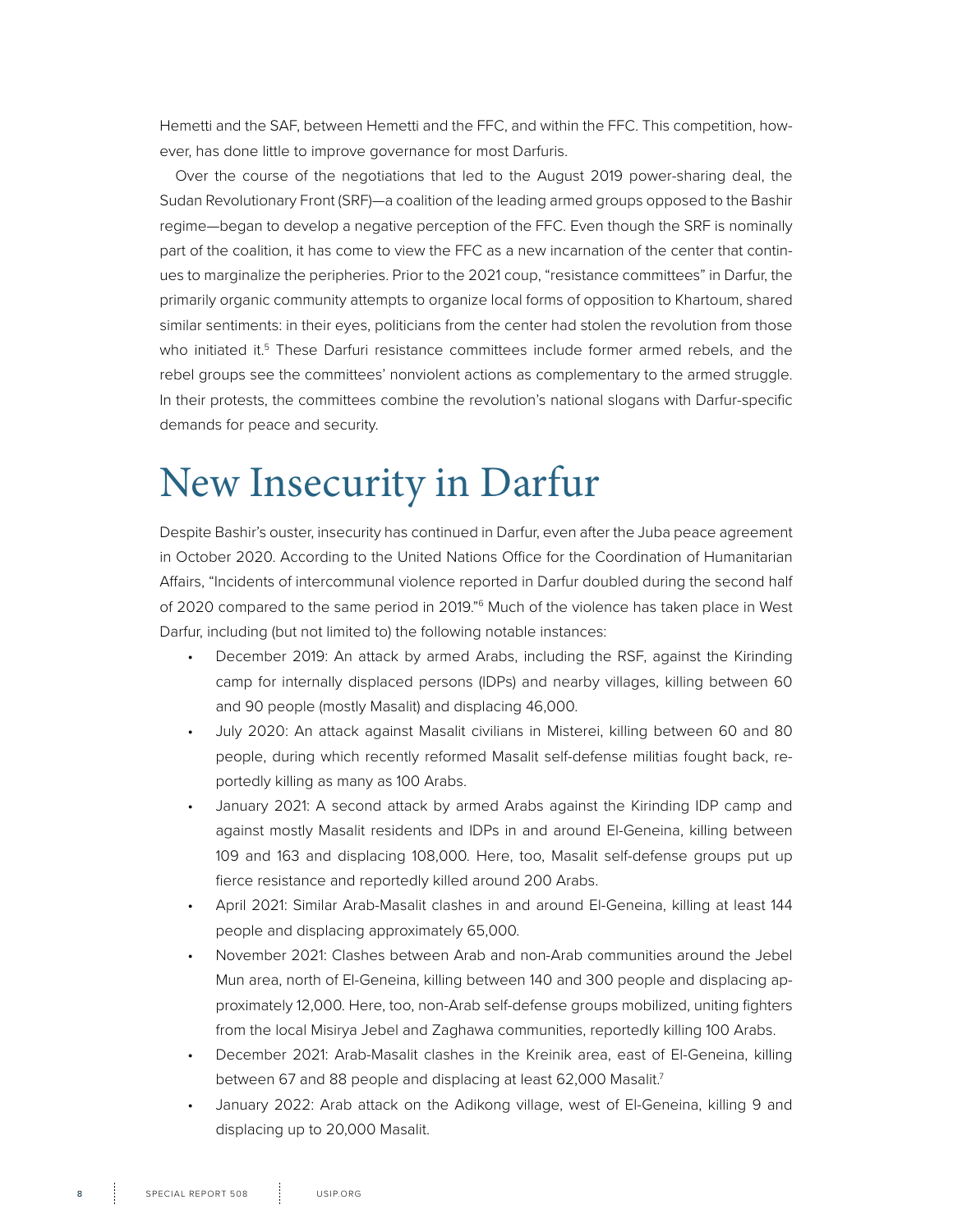Hemetti and the SAF, between Hemetti and the FFC, and within the FFC. This competition, however, has done little to improve governance for most Darfuris.

Over the course of the negotiations that led to the August 2019 power-sharing deal, the Sudan Revolutionary Front (SRF)—a coalition of the leading armed groups opposed to the Bashir regime—began to develop a negative perception of the FFC. Even though the SRF is nominally part of the coalition, it has come to view the FFC as a new incarnation of the center that continues to marginalize the peripheries. Prior to the 2021 coup, "resistance committees" in Darfur, the primarily organic community attempts to organize local forms of opposition to Khartoum, shared similar sentiments: in their eyes, politicians from the center had stolen the revolution from those who initiated it.[5] These Darfuri resistance committees include former armed rebels, and the rebel groups see the committees' nonviolent actions as complementary to the armed struggle. In their protests, the committees combine the revolution's national slogans with Darfur-specific demands for peace and security.

# New Insecurity in Darfur

Despite Bashir's ouster, insecurity has continued in Darfur, even after the Juba peace agreement in October 2020. According to the United Nations Office for the Coordination of Humanitarian Affairs, "Incidents of intercommunal violence reported in Darfur doubled during the second half of 2020 compared to the same period in 2019."[6] Much of the violence has taken place in West Darfur, including (but not limited to) the following notable instances:

- December 2019: An attack by armed Arabs, including the RSF, against the Kirinding camp for internally displaced persons (IDPs) and nearby villages, killing between 60 and 90 people (mostly Masalit) and displacing 46,000.
- July 2020: An attack against Masalit civilians in Misterei, killing between 60 and 80 people, during which recently reformed Masalit self-defense militias fought back, reportedly killing as many as 100 Arabs.
- January 2021: A second attack by armed Arabs against the Kirinding IDP camp and against mostly Masalit residents and IDPs in and around El-Geneina, killing between 109 and 163 and displacing 108,000. Here, too, Masalit self-defense groups put up fierce resistance and reportedly killed around 200 Arabs.
- April 2021: Similar Arab-Masalit clashes in and around El-Geneina, killing at least 144 people and displacing approximately 65,000.
- November 2021: Clashes between Arab and non-Arab communities around the Jebel Mun area, north of El-Geneina, killing between 140 and 300 people and displacing approximately 12,000. Here, too, non-Arab self-defense groups mobilized, uniting fighters from the local Misirya Jebel and Zaghawa communities, reportedly killing 100 Arabs.
- December 2021: Arab-Masalit clashes in the Kreinik area, east of El-Geneina, killing between 67 and 88 people and displacing at least 62,000 Masalit.[7]
- January 2022: Arab attack on the Adikong village, west of El-Geneina, killing 9 and displacing up to 20,000 Masalit.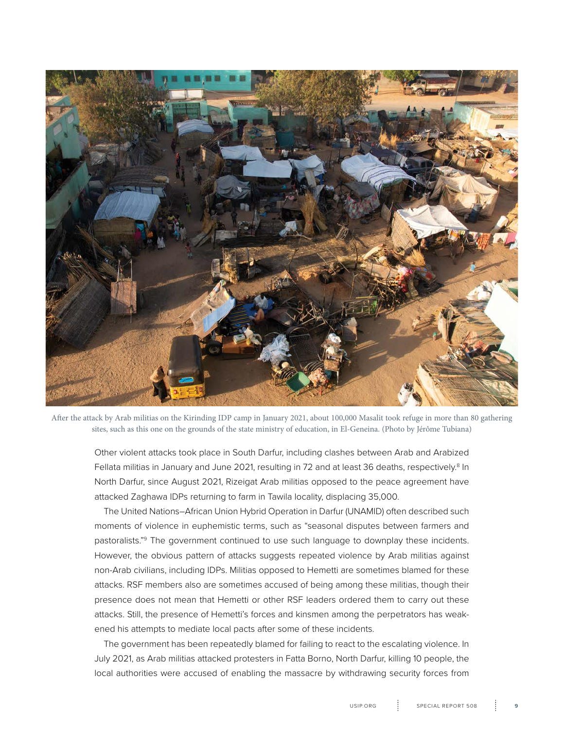After the attack by Arab militias on the Kirinding IDP camp in January 2021, about 100,000 Masalit took refuge in more than 80 gathering sites, such as this one on the grounds of the state ministry of education, in El-Geneina. (Photo by Jérôme Tubiana)

Other violent attacks took place in South Darfur, including clashes between Arab and Arabized Fellata militias in January and June 2021, resulting in 72 and at least 36 deaths, respectively.[8] In North Darfur, since August 2021, Rizeigat Arab militias opposed to the peace agreement have attacked Zaghawa IDPs returning to farm in Tawila locality, displacing 35,000.

The United Nations–African Union Hybrid Operation in Darfur (UNAMID) often described such moments of violence in euphemistic terms, such as "seasonal disputes between farmers and pastoralists."[9] The government continued to use such language to downplay these incidents. However, the obvious pattern of attacks suggests repeated violence by Arab militias against non-Arab civilians, including IDPs. Militias opposed to Hemetti are sometimes blamed for these attacks. RSF members also are sometimes accused of being among these militias, though their presence does not mean that Hemetti or other RSF leaders ordered them to carry out these attacks. Still, the presence of Hemetti's forces and kinsmen among the perpetrators has weakened his attempts to mediate local pacts after some of these incidents.

The government has been repeatedly blamed for failing to react to the escalating violence. In July 2021, as Arab militias attacked protesters in Fatta Borno, North Darfur, killing 10 people, the local authorities were accused of enabling the massacre by withdrawing security forces from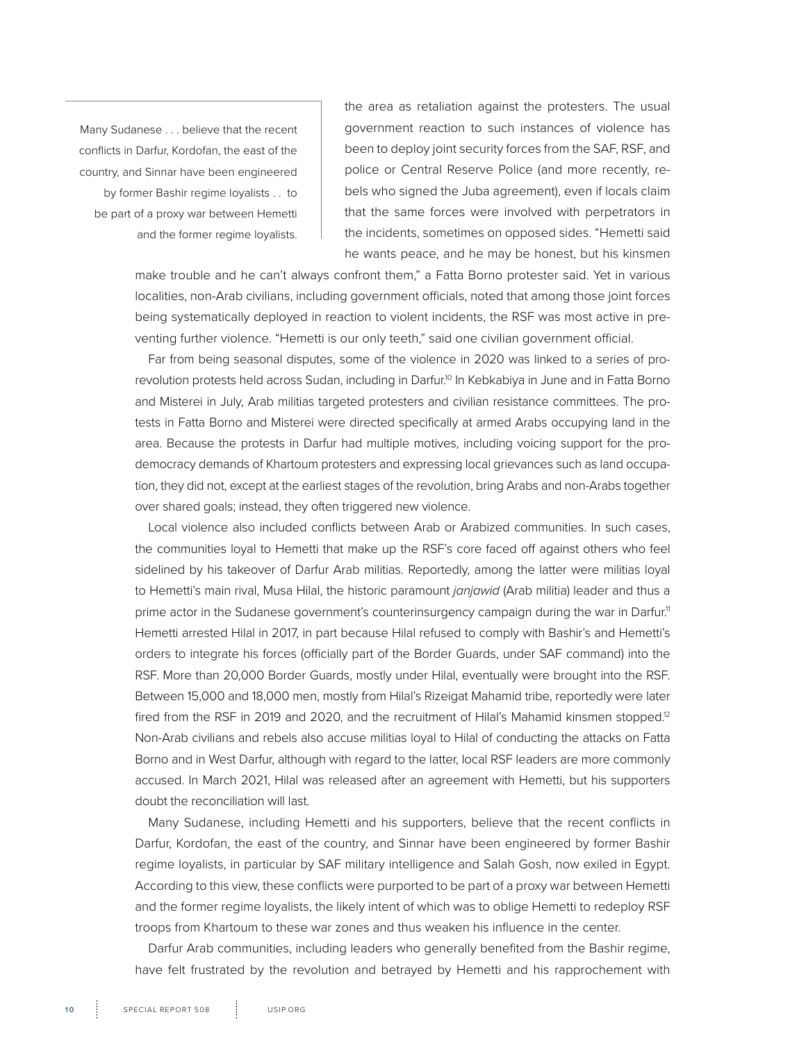> Many Sudanese . . . believe that the recent conflicts in Darfur, Kordofan, the east of the country, and Sinnar have been engineered by former Bashir regime loyalists . . to be part of a proxy war between Hemetti and the former regime loyalists.

the area as retaliation against the protesters. The usual government reaction to such instances of violence has been to deploy joint security forces from the SAF, RSF, and police or Central Reserve Police (and more recently, rebels who signed the Juba agreement), even if locals claim that the same forces were involved with perpetrators in the incidents, sometimes on opposed sides. "Hemetti said he wants peace, and he may be honest, but his kinsmen make trouble and he can't always confront them," a Fatta Borno protester said. Yet in various localities, non-Arab civilians, including government officials, noted that among those joint forces being systematically deployed in reaction to violent incidents, the RSF was most active in preventing further violence. "Hemetti is our only teeth," said one civilian government official.

Far from being seasonal disputes, some of the violence in 2020 was linked to a series of pro-revolution protests held across Sudan, including in Darfur.[10] In Kebkabiya in June and in Fatta Borno and Misterei in July, Arab militias targeted protesters and civilian resistance committees. The protests in Fatta Borno and Misterei were directed specifically at armed Arabs occupying land in the area. Because the protests in Darfur had multiple motives, including voicing support for the pro-democracy demands of Khartoum protesters and expressing local grievances such as land occupation, they did not, except at the earliest stages of the revolution, bring Arabs and non-Arabs together over shared goals; instead, they often triggered new violence.

Local violence also included conflicts between Arab or Arabized communities. In such cases, the communities loyal to Hemetti that make up the RSF's core faced off against others who feel sidelined by his takeover of Darfur Arab militias. Reportedly, among the latter were militias loyal to Hemetti's main rival, Musa Hilal, the historic paramount *janjawid* (Arab militia) leader and thus a prime actor in the Sudanese government's counterinsurgency campaign during the war in Darfur.[11] Hemetti arrested Hilal in 2017, in part because Hilal refused to comply with Bashir's and Hemetti's orders to integrate his forces (officially part of the Border Guards, under SAF command) into the RSF. More than 20,000 Border Guards, mostly under Hilal, eventually were brought into the RSF. Between 15,000 and 18,000 men, mostly from Hilal's Rizeigat Mahamid tribe, reportedly were later fired from the RSF in 2019 and 2020, and the recruitment of Hilal's Mahamid kinsmen stopped.[12] Non-Arab civilians and rebels also accuse militias loyal to Hilal of conducting the attacks on Fatta Borno and in West Darfur, although with regard to the latter, local RSF leaders are more commonly accused. In March 2021, Hilal was released after an agreement with Hemetti, but his supporters doubt the reconciliation will last.

Many Sudanese, including Hemetti and his supporters, believe that the recent conflicts in Darfur, Kordofan, the east of the country, and Sinnar have been engineered by former Bashir regime loyalists, in particular by SAF military intelligence and Salah Gosh, now exiled in Egypt. According to this view, these conflicts were purported to be part of a proxy war between Hemetti and the former regime loyalists, the likely intent of which was to oblige Hemetti to redeploy RSF troops from Khartoum to these war zones and thus weaken his influence in the center.

Darfur Arab communities, including leaders who generally benefited from the Bashir regime, have felt frustrated by the revolution and betrayed by Hemetti and his rapprochement with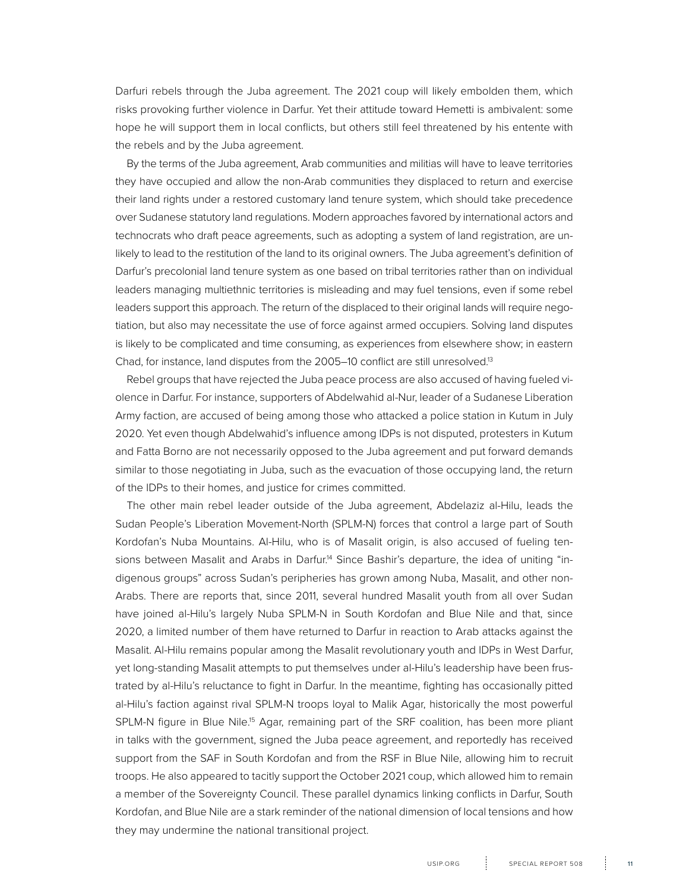Darfuri rebels through the Juba agreement. The 2021 coup will likely embolden them, which risks provoking further violence in Darfur. Yet their attitude toward Hemetti is ambivalent: some hope he will support them in local conflicts, but others still feel threatened by his entente with the rebels and by the Juba agreement.

By the terms of the Juba agreement, Arab communities and militias will have to leave territories they have occupied and allow the non-Arab communities they displaced to return and exercise their land rights under a restored customary land tenure system, which should take precedence over Sudanese statutory land regulations. Modern approaches favored by international actors and technocrats who draft peace agreements, such as adopting a system of land registration, are unlikely to lead to the restitution of the land to its original owners. The Juba agreement's definition of Darfur's precolonial land tenure system as one based on tribal territories rather than on individual leaders managing multiethnic territories is misleading and may fuel tensions, even if some rebel leaders support this approach. The return of the displaced to their original lands will require negotiation, but also may necessitate the use of force against armed occupiers. Solving land disputes is likely to be complicated and time consuming, as experiences from elsewhere show; in eastern Chad, for instance, land disputes from the 2005–10 conflict are still unresolved.[13]

Rebel groups that have rejected the Juba peace process are also accused of having fueled violence in Darfur. For instance, supporters of Abdelwahid al-Nur, leader of a Sudanese Liberation Army faction, are accused of being among those who attacked a police station in Kutum in July 2020. Yet even though Abdelwahid's influence among IDPs is not disputed, protesters in Kutum and Fatta Borno are not necessarily opposed to the Juba agreement and put forward demands similar to those negotiating in Juba, such as the evacuation of those occupying land, the return of the IDPs to their homes, and justice for crimes committed.

The other main rebel leader outside of the Juba agreement, Abdelaziz al-Hilu, leads the Sudan People's Liberation Movement-North (SPLM-N) forces that control a large part of South Kordofan's Nuba Mountains. Al-Hilu, who is of Masalit origin, is also accused of fueling tensions between Masalit and Arabs in Darfur.[14] Since Bashir's departure, the idea of uniting "indigenous groups" across Sudan's peripheries has grown among Nuba, Masalit, and other non-Arabs. There are reports that, since 2011, several hundred Masalit youth from all over Sudan have joined al-Hilu's largely Nuba SPLM-N in South Kordofan and Blue Nile and that, since 2020, a limited number of them have returned to Darfur in reaction to Arab attacks against the Masalit. Al-Hilu remains popular among the Masalit revolutionary youth and IDPs in West Darfur, yet long-standing Masalit attempts to put themselves under al-Hilu's leadership have been frustrated by al-Hilu's reluctance to fight in Darfur. In the meantime, fighting has occasionally pitted al-Hilu's faction against rival SPLM-N troops loyal to Malik Agar, historically the most powerful SPLM-N figure in Blue Nile.[15] Agar, remaining part of the SRF coalition, has been more pliant in talks with the government, signed the Juba peace agreement, and reportedly has received support from the SAF in South Kordofan and from the RSF in Blue Nile, allowing him to recruit troops. He also appeared to tacitly support the October 2021 coup, which allowed him to remain a member of the Sovereignty Council. These parallel dynamics linking conflicts in Darfur, South Kordofan, and Blue Nile are a stark reminder of the national dimension of local tensions and how they may undermine the national transitional project.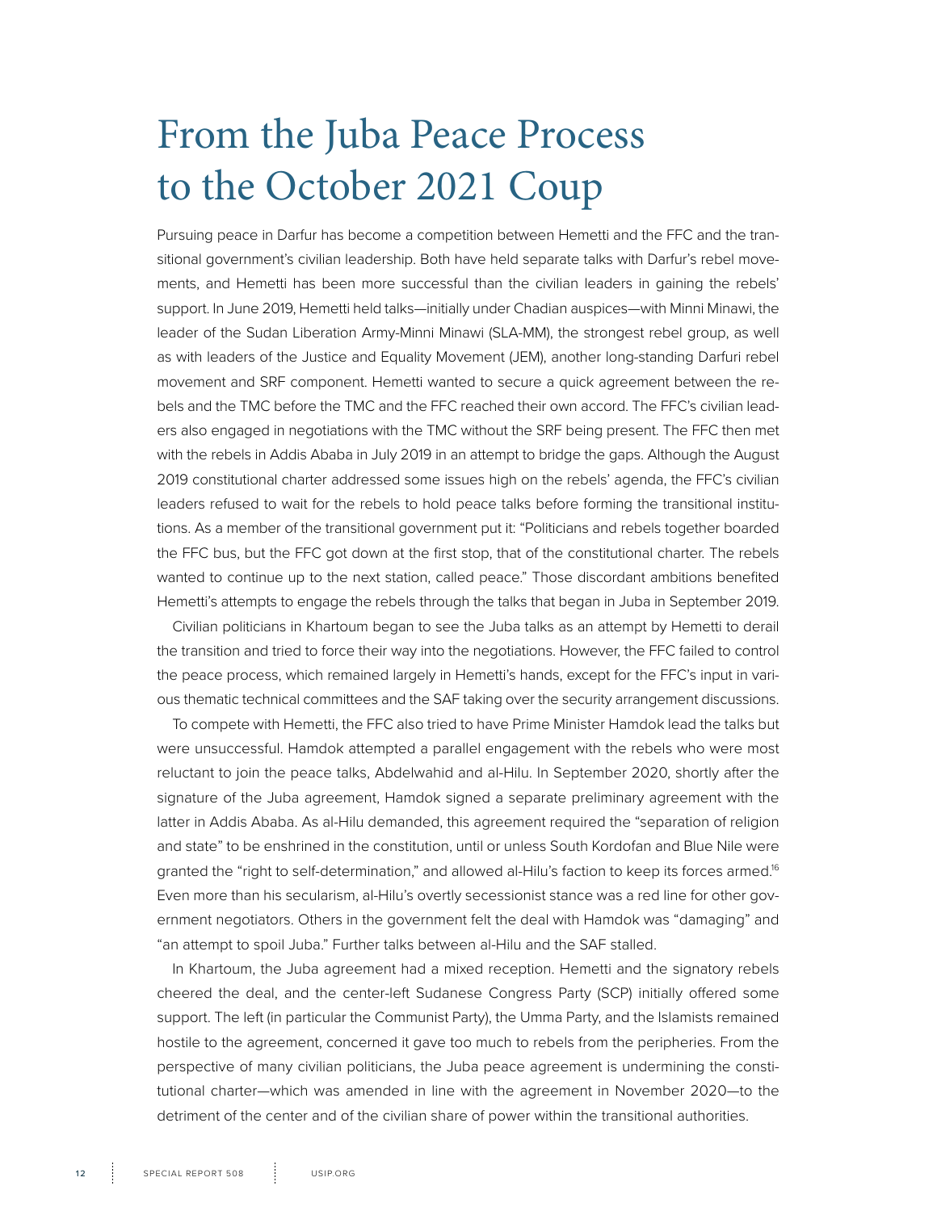# From the Juba Peace Process to the October 2021 Coup

Pursuing peace in Darfur has become a competition between Hemetti and the FFC and the transitional government's civilian leadership. Both have held separate talks with Darfur's rebel movements, and Hemetti has been more successful than the civilian leaders in gaining the rebels' support. In June 2019, Hemetti held talks—initially under Chadian auspices—with Minni Minawi, the leader of the Sudan Liberation Army-Minni Minawi (SLA-MM), the strongest rebel group, as well as with leaders of the Justice and Equality Movement (JEM), another long-standing Darfuri rebel movement and SRF component. Hemetti wanted to secure a quick agreement between the rebels and the TMC before the TMC and the FFC reached their own accord. The FFC's civilian leaders also engaged in negotiations with the TMC without the SRF being present. The FFC then met with the rebels in Addis Ababa in July 2019 in an attempt to bridge the gaps. Although the August 2019 constitutional charter addressed some issues high on the rebels' agenda, the FFC's civilian leaders refused to wait for the rebels to hold peace talks before forming the transitional institutions. As a member of the transitional government put it: "Politicians and rebels together boarded the FFC bus, but the FFC got down at the first stop, that of the constitutional charter. The rebels wanted to continue up to the next station, called peace." Those discordant ambitions benefited Hemetti's attempts to engage the rebels through the talks that began in Juba in September 2019.

Civilian politicians in Khartoum began to see the Juba talks as an attempt by Hemetti to derail the transition and tried to force their way into the negotiations. However, the FFC failed to control the peace process, which remained largely in Hemetti's hands, except for the FFC's input in various thematic technical committees and the SAF taking over the security arrangement discussions.

To compete with Hemetti, the FFC also tried to have Prime Minister Hamdok lead the talks but were unsuccessful. Hamdok attempted a parallel engagement with the rebels who were most reluctant to join the peace talks, Abdelwahid and al-Hilu. In September 2020, shortly after the signature of the Juba agreement, Hamdok signed a separate preliminary agreement with the latter in Addis Ababa. As al-Hilu demanded, this agreement required the "separation of religion and state" to be enshrined in the constitution, until or unless South Kordofan and Blue Nile were granted the "right to self-determination," and allowed al-Hilu's faction to keep its forces armed.[16] Even more than his secularism, al-Hilu's overtly secessionist stance was a red line for other government negotiators. Others in the government felt the deal with Hamdok was "damaging" and "an attempt to spoil Juba." Further talks between al-Hilu and the SAF stalled.

In Khartoum, the Juba agreement had a mixed reception. Hemetti and the signatory rebels cheered the deal, and the center-left Sudanese Congress Party (SCP) initially offered some support. The left (in particular the Communist Party), the Umma Party, and the Islamists remained hostile to the agreement, concerned it gave too much to rebels from the peripheries. From the perspective of many civilian politicians, the Juba peace agreement is undermining the constitutional charter—which was amended in line with the agreement in November 2020—to the detriment of the center and of the civilian share of power within the transitional authorities.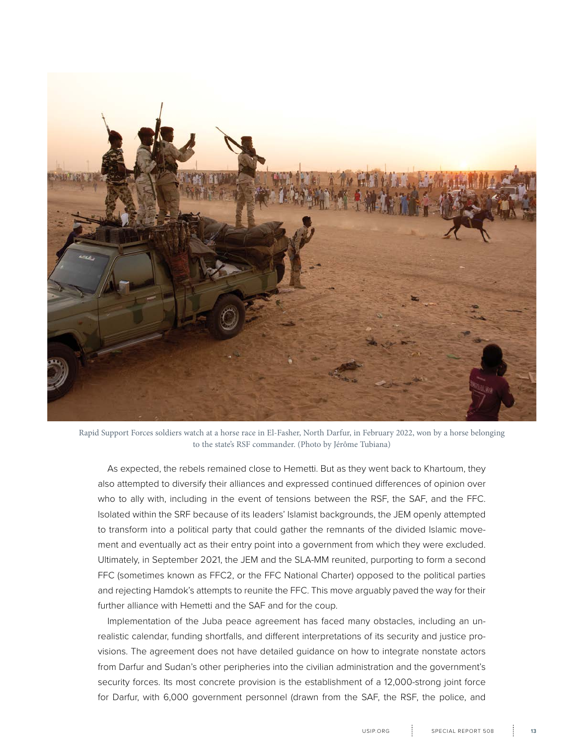Rapid Support Forces soldiers watch at a horse race in El-Fasher, North Darfur, in February 2022, won by a horse belonging to the state's RSF commander. (Photo by Jérôme Tubiana)

As expected, the rebels remained close to Hemetti. But as they went back to Khartoum, they also attempted to diversify their alliances and expressed continued differences of opinion over who to ally with, including in the event of tensions between the RSF, the SAF, and the FFC. Isolated within the SRF because of its leaders' Islamist backgrounds, the JEM openly attempted to transform into a political party that could gather the remnants of the divided Islamic movement and eventually act as their entry point into a government from which they were excluded. Ultimately, in September 2021, the JEM and the SLA-MM reunited, purporting to form a second FFC (sometimes known as FFC2, or the FFC National Charter) opposed to the political parties and rejecting Hamdok's attempts to reunite the FFC. This move arguably paved the way for their further alliance with Hemetti and the SAF and for the coup.

Implementation of the Juba peace agreement has faced many obstacles, including an unrealistic calendar, funding shortfalls, and different interpretations of its security and justice provisions. The agreement does not have detailed guidance on how to integrate nonstate actors from Darfur and Sudan's other peripheries into the civilian administration and the government's security forces. Its most concrete provision is the establishment of a 12,000-strong joint force for Darfur, with 6,000 government personnel (drawn from the SAF, the RSF, the police, and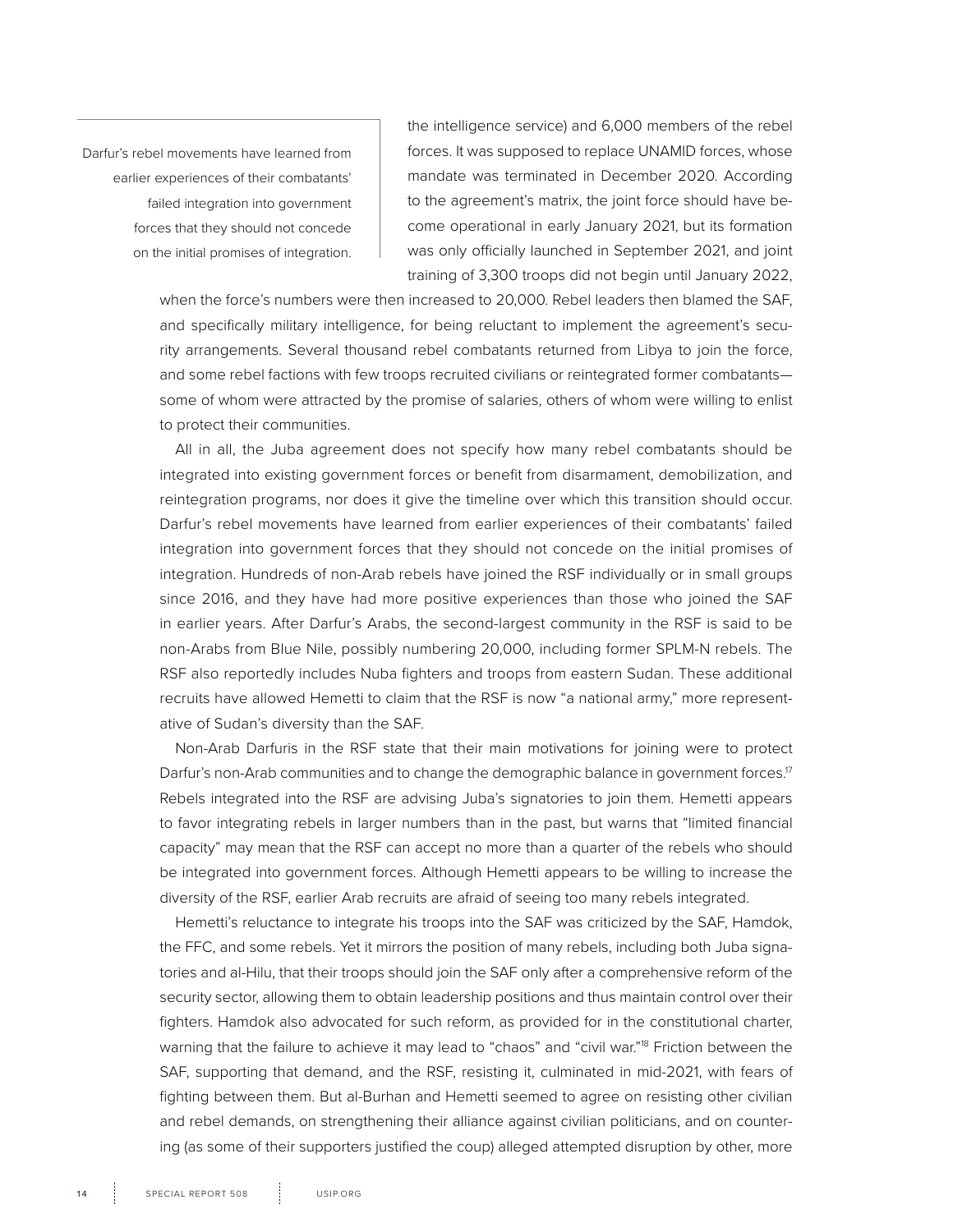> Darfur's rebel movements have learned from earlier experiences of their combatants' failed integration into government forces that they should not concede on the initial promises of integration.

the intelligence service) and 6,000 members of the rebel forces. It was supposed to replace UNAMID forces, whose mandate was terminated in December 2020. According to the agreement's matrix, the joint force should have become operational in early January 2021, but its formation was only officially launched in September 2021, and joint training of 3,300 troops did not begin until January 2022, when the force's numbers were then increased to 20,000. Rebel leaders then blamed the SAF, and specifically military intelligence, for being reluctant to implement the agreement's security arrangements. Several thousand rebel combatants returned from Libya to join the force, and some rebel factions with few troops recruited civilians or reintegrated former combatants—some of whom were attracted by the promise of salaries, others of whom were willing to enlist to protect their communities.

All in all, the Juba agreement does not specify how many rebel combatants should be integrated into existing government forces or benefit from disarmament, demobilization, and reintegration programs, nor does it give the timeline over which this transition should occur. Darfur's rebel movements have learned from earlier experiences of their combatants' failed integration into government forces that they should not concede on the initial promises of integration. Hundreds of non-Arab rebels have joined the RSF individually or in small groups since 2016, and they have had more positive experiences than those who joined the SAF in earlier years. After Darfur's Arabs, the second-largest community in the RSF is said to be non-Arabs from Blue Nile, possibly numbering 20,000, including former SPLM-N rebels. The RSF also reportedly includes Nuba fighters and troops from eastern Sudan. These additional recruits have allowed Hemetti to claim that the RSF is now "a national army," more representative of Sudan's diversity than the SAF.

Non-Arab Darfuris in the RSF state that their main motivations for joining were to protect Darfur's non-Arab communities and to change the demographic balance in government forces.[17] Rebels integrated into the RSF are advising Juba's signatories to join them. Hemetti appears to favor integrating rebels in larger numbers than in the past, but warns that "limited financial capacity" may mean that the RSF can accept no more than a quarter of the rebels who should be integrated into government forces. Although Hemetti appears to be willing to increase the diversity of the RSF, earlier Arab recruits are afraid of seeing too many rebels integrated.

Hemetti's reluctance to integrate his troops into the SAF was criticized by the SAF, Hamdok, the FFC, and some rebels. Yet it mirrors the position of many rebels, including both Juba signatories and al-Hilu, that their troops should join the SAF only after a comprehensive reform of the security sector, allowing them to obtain leadership positions and thus maintain control over their fighters. Hamdok also advocated for such reform, as provided for in the constitutional charter, warning that the failure to achieve it may lead to "chaos" and "civil war."[18] Friction between the SAF, supporting that demand, and the RSF, resisting it, culminated in mid-2021, with fears of fighting between them. But al-Burhan and Hemetti seemed to agree on resisting other civilian and rebel demands, on strengthening their alliance against civilian politicians, and on countering (as some of their supporters justified the coup) alleged attempted disruption by other, more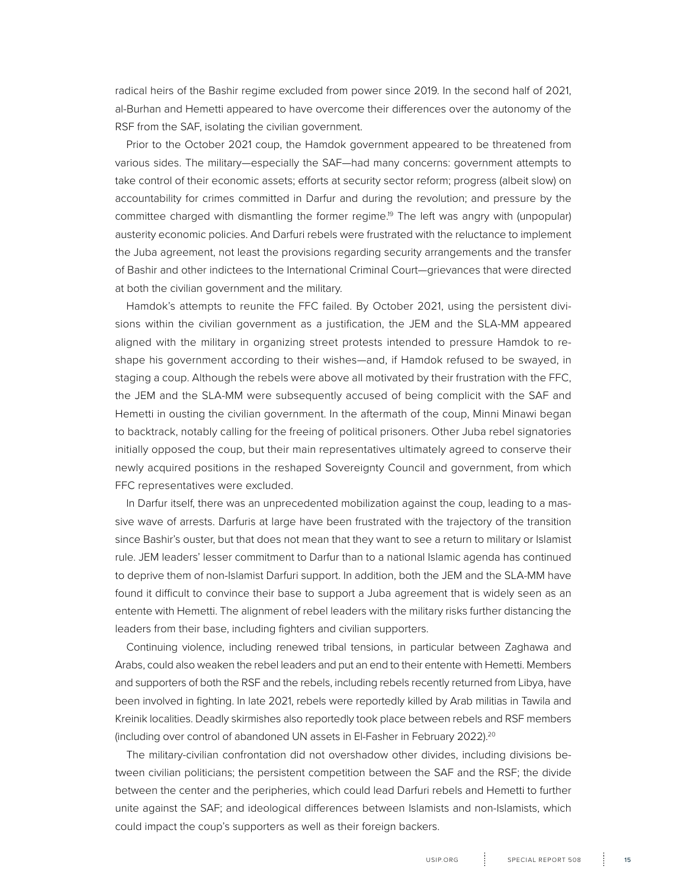radical heirs of the Bashir regime excluded from power since 2019. In the second half of 2021, al-Burhan and Hemetti appeared to have overcome their differences over the autonomy of the RSF from the SAF, isolating the civilian government.

Prior to the October 2021 coup, the Hamdok government appeared to be threatened from various sides. The military—especially the SAF—had many concerns: government attempts to take control of their economic assets; efforts at security sector reform; progress (albeit slow) on accountability for crimes committed in Darfur and during the revolution; and pressure by the committee charged with dismantling the former regime.[19] The left was angry with (unpopular) austerity economic policies. And Darfuri rebels were frustrated with the reluctance to implement the Juba agreement, not least the provisions regarding security arrangements and the transfer of Bashir and other indictees to the International Criminal Court—grievances that were directed at both the civilian government and the military.

Hamdok's attempts to reunite the FFC failed. By October 2021, using the persistent divisions within the civilian government as a justification, the JEM and the SLA-MM appeared aligned with the military in organizing street protests intended to pressure Hamdok to reshape his government according to their wishes—and, if Hamdok refused to be swayed, in staging a coup. Although the rebels were above all motivated by their frustration with the FFC, the JEM and the SLA-MM were subsequently accused of being complicit with the SAF and Hemetti in ousting the civilian government. In the aftermath of the coup, Minni Minawi began to backtrack, notably calling for the freeing of political prisoners. Other Juba rebel signatories initially opposed the coup, but their main representatives ultimately agreed to conserve their newly acquired positions in the reshaped Sovereignty Council and government, from which FFC representatives were excluded.

In Darfur itself, there was an unprecedented mobilization against the coup, leading to a massive wave of arrests. Darfuris at large have been frustrated with the trajectory of the transition since Bashir's ouster, but that does not mean that they want to see a return to military or Islamist rule. JEM leaders' lesser commitment to Darfur than to a national Islamic agenda has continued to deprive them of non-Islamist Darfuri support. In addition, both the JEM and the SLA-MM have found it difficult to convince their base to support a Juba agreement that is widely seen as an entente with Hemetti. The alignment of rebel leaders with the military risks further distancing the leaders from their base, including fighters and civilian supporters.

Continuing violence, including renewed tribal tensions, in particular between Zaghawa and Arabs, could also weaken the rebel leaders and put an end to their entente with Hemetti. Members and supporters of both the RSF and the rebels, including rebels recently returned from Libya, have been involved in fighting. In late 2021, rebels were reportedly killed by Arab militias in Tawila and Kreinik localities. Deadly skirmishes also reportedly took place between rebels and RSF members (including over control of abandoned UN assets in El-Fasher in February 2022).[20]

The military-civilian confrontation did not overshadow other divides, including divisions between civilian politicians; the persistent competition between the SAF and the RSF; the divide between the center and the peripheries, which could lead Darfuri rebels and Hemetti to further unite against the SAF; and ideological differences between Islamists and non-Islamists, which could impact the coup's supporters as well as their foreign backers.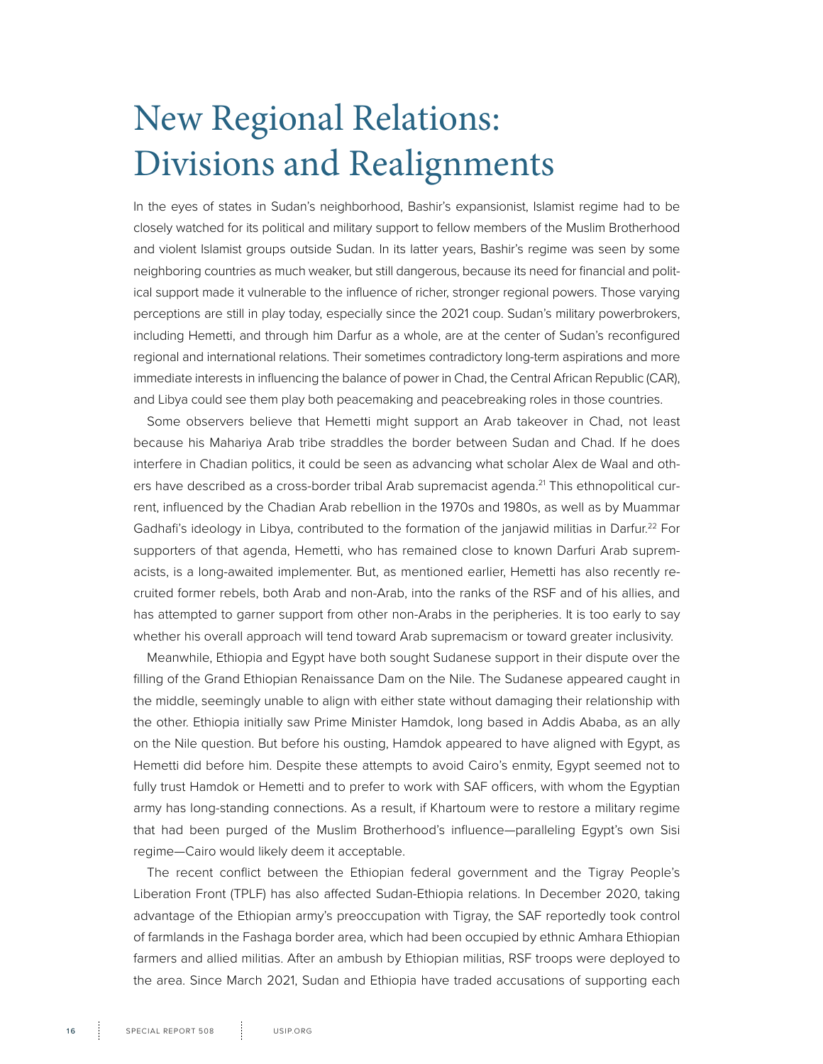# New Regional Relations: Divisions and Realignments

In the eyes of states in Sudan's neighborhood, Bashir's expansionist, Islamist regime had to be closely watched for its political and military support to fellow members of the Muslim Brotherhood and violent Islamist groups outside Sudan. In its latter years, Bashir's regime was seen by some neighboring countries as much weaker, but still dangerous, because its need for financial and political support made it vulnerable to the influence of richer, stronger regional powers. Those varying perceptions are still in play today, especially since the 2021 coup. Sudan's military powerbrokers, including Hemetti, and through him Darfur as a whole, are at the center of Sudan's reconfigured regional and international relations. Their sometimes contradictory long-term aspirations and more immediate interests in influencing the balance of power in Chad, the Central African Republic (CAR), and Libya could see them play both peacemaking and peacebreaking roles in those countries.

Some observers believe that Hemetti might support an Arab takeover in Chad, not least because his Mahariya Arab tribe straddles the border between Sudan and Chad. If he does interfere in Chadian politics, it could be seen as advancing what scholar Alex de Waal and others have described as a cross-border tribal Arab supremacist agenda.[21] This ethnopolitical current, influenced by the Chadian Arab rebellion in the 1970s and 1980s, as well as by Muammar Gadhafi's ideology in Libya, contributed to the formation of the janjawid militias in Darfur.[22] For supporters of that agenda, Hemetti, who has remained close to known Darfuri Arab supremacists, is a long-awaited implementer. But, as mentioned earlier, Hemetti has also recently recruited former rebels, both Arab and non-Arab, into the ranks of the RSF and of his allies, and has attempted to garner support from other non-Arabs in the peripheries. It is too early to say whether his overall approach will tend toward Arab supremacism or toward greater inclusivity.

Meanwhile, Ethiopia and Egypt have both sought Sudanese support in their dispute over the filling of the Grand Ethiopian Renaissance Dam on the Nile. The Sudanese appeared caught in the middle, seemingly unable to align with either state without damaging their relationship with the other. Ethiopia initially saw Prime Minister Hamdok, long based in Addis Ababa, as an ally on the Nile question. But before his ousting, Hamdok appeared to have aligned with Egypt, as Hemetti did before him. Despite these attempts to avoid Cairo's enmity, Egypt seemed not to fully trust Hamdok or Hemetti and to prefer to work with SAF officers, with whom the Egyptian army has long-standing connections. As a result, if Khartoum were to restore a military regime that had been purged of the Muslim Brotherhood's influence—paralleling Egypt's own Sisi regime—Cairo would likely deem it acceptable.

The recent conflict between the Ethiopian federal government and the Tigray People's Liberation Front (TPLF) has also affected Sudan-Ethiopia relations. In December 2020, taking advantage of the Ethiopian army's preoccupation with Tigray, the SAF reportedly took control of farmlands in the Fashaga border area, which had been occupied by ethnic Amhara Ethiopian farmers and allied militias. After an ambush by Ethiopian militias, RSF troops were deployed to the area. Since March 2021, Sudan and Ethiopia have traded accusations of supporting each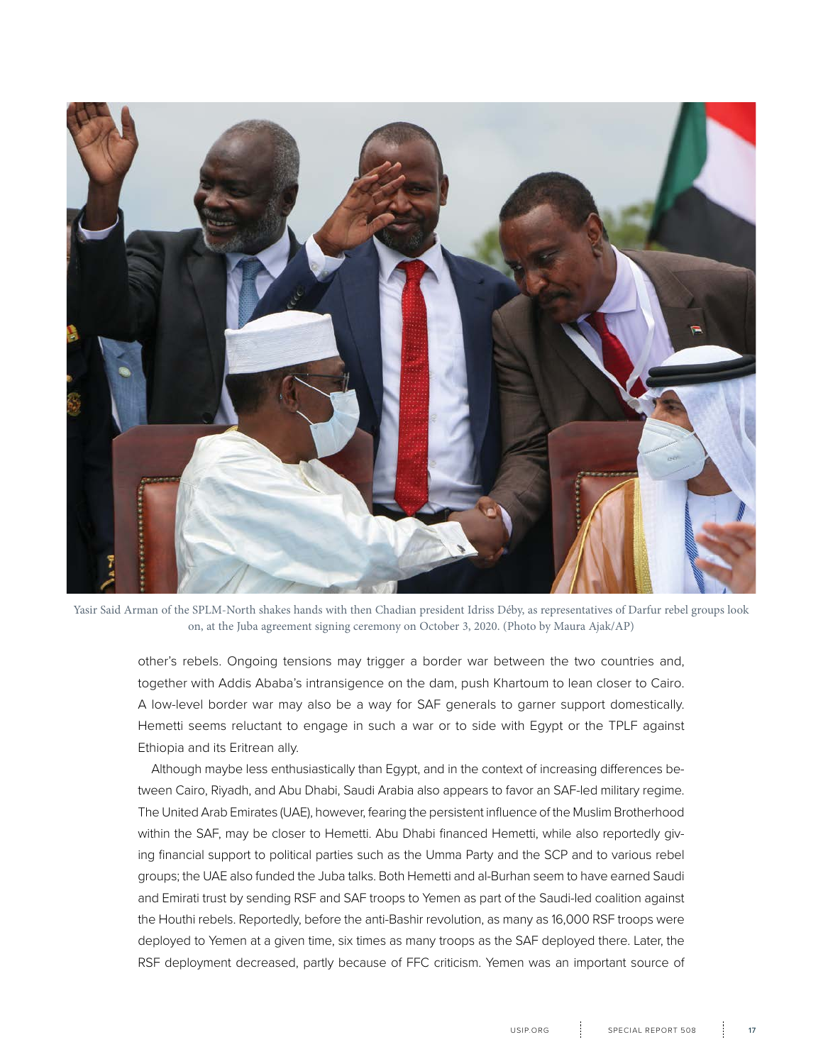Yasir Said Arman of the SPLM-North shakes hands with then Chadian president Idriss Déby, as representatives of Darfur rebel groups look on, at the Juba agreement signing ceremony on October 3, 2020. (Photo by Maura Ajak/AP)

other's rebels. Ongoing tensions may trigger a border war between the two countries and, together with Addis Ababa's intransigence on the dam, push Khartoum to lean closer to Cairo. A low-level border war may also be a way for SAF generals to garner support domestically. Hemetti seems reluctant to engage in such a war or to side with Egypt or the TPLF against Ethiopia and its Eritrean ally.

Although maybe less enthusiastically than Egypt, and in the context of increasing differences between Cairo, Riyadh, and Abu Dhabi, Saudi Arabia also appears to favor an SAF-led military regime. The United Arab Emirates (UAE), however, fearing the persistent influence of the Muslim Brotherhood within the SAF, may be closer to Hemetti. Abu Dhabi financed Hemetti, while also reportedly giving financial support to political parties such as the Umma Party and the SCP and to various rebel groups; the UAE also funded the Juba talks. Both Hemetti and al-Burhan seem to have earned Saudi and Emirati trust by sending RSF and SAF troops to Yemen as part of the Saudi-led coalition against the Houthi rebels. Reportedly, before the anti-Bashir revolution, as many as 16,000 RSF troops were deployed to Yemen at a given time, six times as many troops as the SAF deployed there. Later, the RSF deployment decreased, partly because of FFC criticism. Yemen was an important source of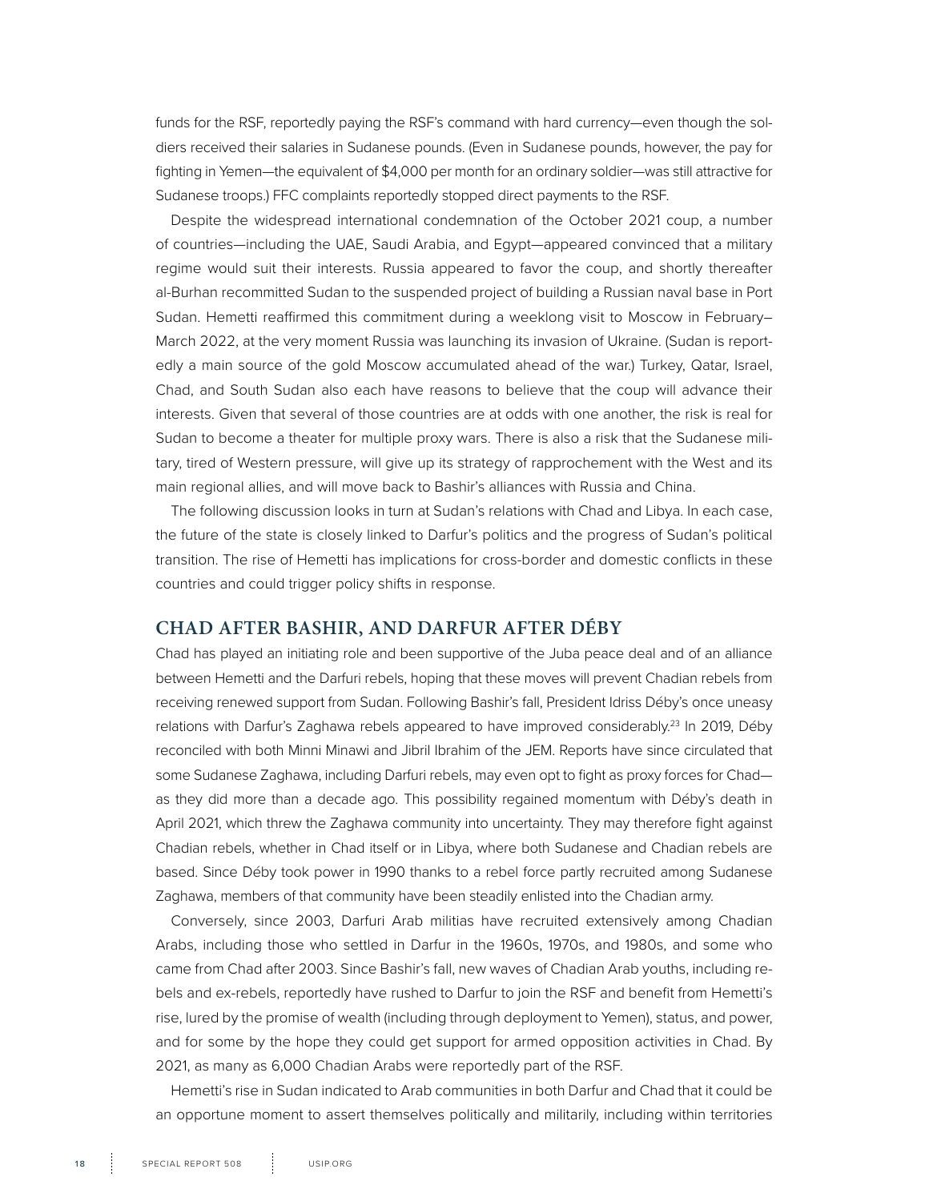funds for the RSF, reportedly paying the RSF's command with hard currency—even though the soldiers received their salaries in Sudanese pounds. (Even in Sudanese pounds, however, the pay for fighting in Yemen—the equivalent of $4,000 per month for an ordinary soldier—was still attractive for Sudanese troops.) FFC complaints reportedly stopped direct payments to the RSF.

Despite the widespread international condemnation of the October 2021 coup, a number of countries—including the UAE, Saudi Arabia, and Egypt—appeared convinced that a military regime would suit their interests. Russia appeared to favor the coup, and shortly thereafter al-Burhan recommitted Sudan to the suspended project of building a Russian naval base in Port Sudan. Hemetti reaffirmed this commitment during a weeklong visit to Moscow in February–March 2022, at the very moment Russia was launching its invasion of Ukraine. (Sudan is reportedly a main source of the gold Moscow accumulated ahead of the war.) Turkey, Qatar, Israel, Chad, and South Sudan also each have reasons to believe that the coup will advance their interests. Given that several of those countries are at odds with one another, the risk is real for Sudan to become a theater for multiple proxy wars. There is also a risk that the Sudanese military, tired of Western pressure, will give up its strategy of rapprochement with the West and its main regional allies, and will move back to Bashir's alliances with Russia and China.

The following discussion looks in turn at Sudan's relations with Chad and Libya. In each case, the future of the state is closely linked to Darfur's politics and the progress of Sudan's political transition. The rise of Hemetti has implications for cross-border and domestic conflicts in these countries and could trigger policy shifts in response.

## CHAD AFTER BASHIR, AND DARFUR AFTER DÉBY

Chad has played an initiating role and been supportive of the Juba peace deal and of an alliance between Hemetti and the Darfuri rebels, hoping that these moves will prevent Chadian rebels from receiving renewed support from Sudan. Following Bashir's fall, President Idriss Déby's once uneasy relations with Darfur's Zaghawa rebels appeared to have improved considerably.[23] In 2019, Déby reconciled with both Minni Minawi and Jibril Ibrahim of the JEM. Reports have since circulated that some Sudanese Zaghawa, including Darfuri rebels, may even opt to fight as proxy forces for Chad—as they did more than a decade ago. This possibility regained momentum with Déby's death in April 2021, which threw the Zaghawa community into uncertainty. They may therefore fight against Chadian rebels, whether in Chad itself or in Libya, where both Sudanese and Chadian rebels are based. Since Déby took power in 1990 thanks to a rebel force partly recruited among Sudanese Zaghawa, members of that community have been steadily enlisted into the Chadian army.

Conversely, since 2003, Darfuri Arab militias have recruited extensively among Chadian Arabs, including those who settled in Darfur in the 1960s, 1970s, and 1980s, and some who came from Chad after 2003. Since Bashir's fall, new waves of Chadian Arab youths, including rebels and ex-rebels, reportedly have rushed to Darfur to join the RSF and benefit from Hemetti's rise, lured by the promise of wealth (including through deployment to Yemen), status, and power, and for some by the hope they could get support for armed opposition activities in Chad. By 2021, as many as 6,000 Chadian Arabs were reportedly part of the RSF.

Hemetti's rise in Sudan indicated to Arab communities in both Darfur and Chad that it could be an opportune moment to assert themselves politically and militarily, including within territories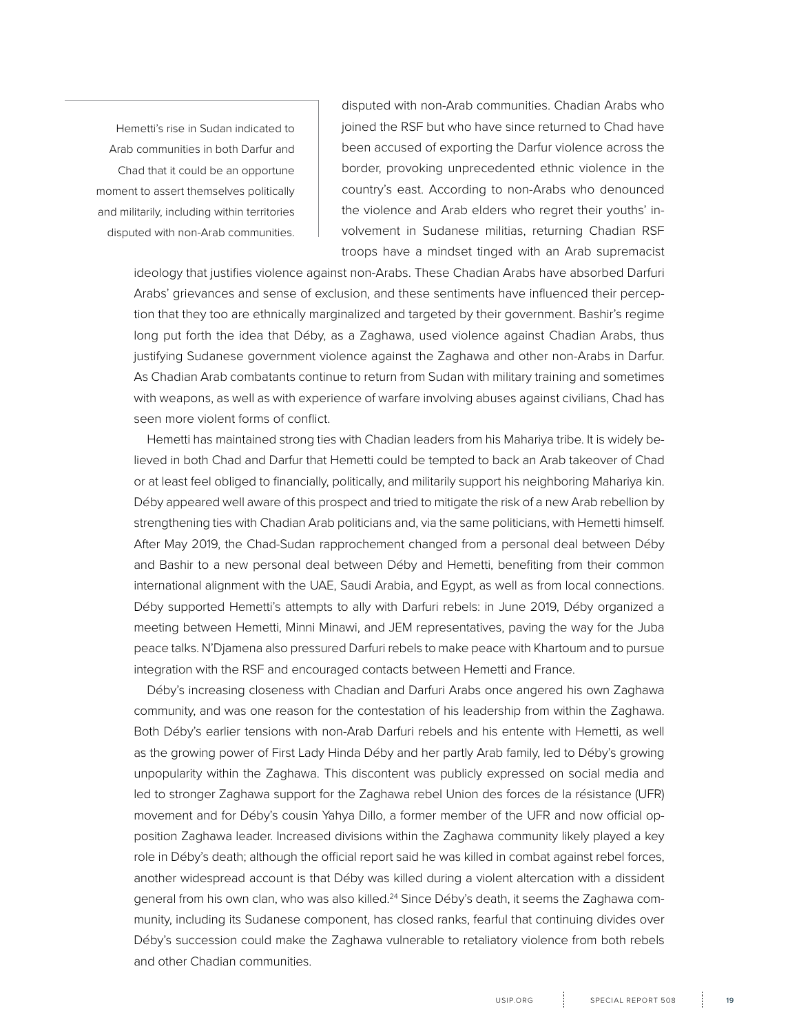> Hemetti's rise in Sudan indicated to Arab communities in both Darfur and Chad that it could be an opportune moment to assert themselves politically and militarily, including within territories disputed with non-Arab communities.

disputed with non-Arab communities. Chadian Arabs who joined the RSF but who have since returned to Chad have been accused of exporting the Darfur violence across the border, provoking unprecedented ethnic violence in the country's east. According to non-Arabs who denounced the violence and Arab elders who regret their youths' involvement in Sudanese militias, returning Chadian RSF troops have a mindset tinged with an Arab supremacist ideology that justifies violence against non-Arabs. These Chadian Arabs have absorbed Darfuri Arabs' grievances and sense of exclusion, and these sentiments have influenced their perception that they too are ethnically marginalized and targeted by their government. Bashir's regime long put forth the idea that Déby, as a Zaghawa, used violence against Chadian Arabs, thus justifying Sudanese government violence against the Zaghawa and other non-Arabs in Darfur. As Chadian Arab combatants continue to return from Sudan with military training and sometimes with weapons, as well as with experience of warfare involving abuses against civilians, Chad has seen more violent forms of conflict.

Hemetti has maintained strong ties with Chadian leaders from his Mahariya tribe. It is widely believed in both Chad and Darfur that Hemetti could be tempted to back an Arab takeover of Chad or at least feel obliged to financially, politically, and militarily support his neighboring Mahariya kin. Déby appeared well aware of this prospect and tried to mitigate the risk of a new Arab rebellion by strengthening ties with Chadian Arab politicians and, via the same politicians, with Hemetti himself. After May 2019, the Chad-Sudan rapprochement changed from a personal deal between Déby and Bashir to a new personal deal between Déby and Hemetti, benefiting from their common international alignment with the UAE, Saudi Arabia, and Egypt, as well as from local connections. Déby supported Hemetti's attempts to ally with Darfuri rebels: in June 2019, Déby organized a meeting between Hemetti, Minni Minawi, and JEM representatives, paving the way for the Juba peace talks. N'Djamena also pressured Darfuri rebels to make peace with Khartoum and to pursue integration with the RSF and encouraged contacts between Hemetti and France.

Déby's increasing closeness with Chadian and Darfuri Arabs once angered his own Zaghawa community, and was one reason for the contestation of his leadership from within the Zaghawa. Both Déby's earlier tensions with non-Arab Darfuri rebels and his entente with Hemetti, as well as the growing power of First Lady Hinda Déby and her partly Arab family, led to Déby's growing unpopularity within the Zaghawa. This discontent was publicly expressed on social media and led to stronger Zaghawa support for the Zaghawa rebel Union des forces de la résistance (UFR) movement and for Déby's cousin Yahya Dillo, a former member of the UFR and now official opposition Zaghawa leader. Increased divisions within the Zaghawa community likely played a key role in Déby's death; although the official report said he was killed in combat against rebel forces, another widespread account is that Déby was killed during a violent altercation with a dissident general from his own clan, who was also killed.[24] Since Déby's death, it seems the Zaghawa community, including its Sudanese component, has closed ranks, fearful that continuing divides over Déby's succession could make the Zaghawa vulnerable to retaliatory violence from both rebels and other Chadian communities.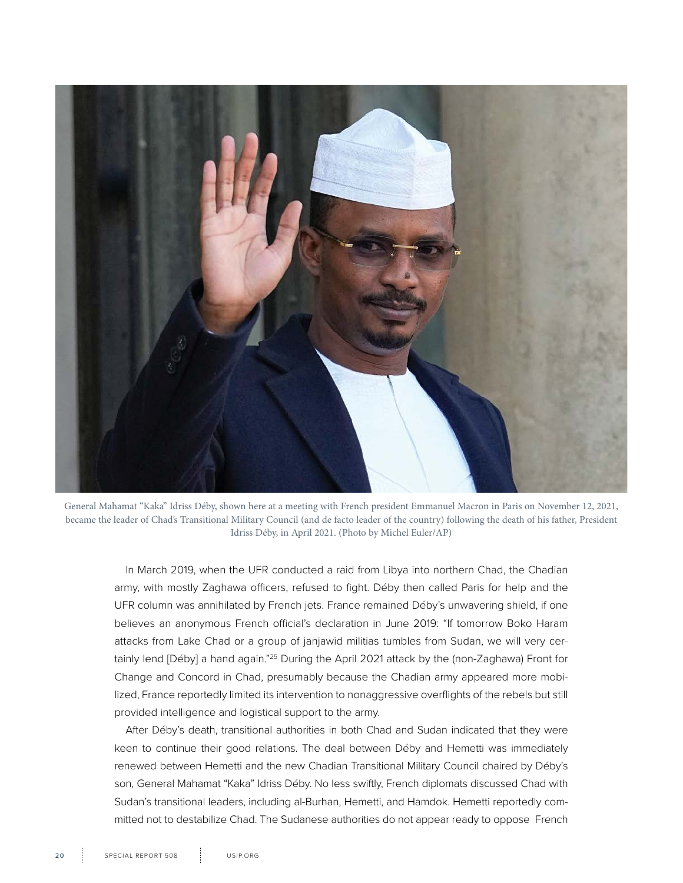General Mahamat “Kaka” Idriss Déby, shown here at a meeting with French president Emmanuel Macron in Paris on November 12, 2021, became the leader of Chad’s Transitional Military Council (and de facto leader of the country) following the death of his father, President Idriss Déby, in April 2021. (Photo by Michel Euler/AP)

In March 2019, when the UFR conducted a raid from Libya into northern Chad, the Chadian army, with mostly Zaghawa officers, refused to fight. Déby then called Paris for help and the UFR column was annihilated by French jets. France remained Déby’s unwavering shield, if one believes an anonymous French official’s declaration in June 2019: “If tomorrow Boko Haram attacks from Lake Chad or a group of janjawid militias tumbles from Sudan, we will very certainly lend [Déby] a hand again.”[25] During the April 2021 attack by the (non-Zaghawa) Front for Change and Concord in Chad, presumably because the Chadian army appeared more mobilized, France reportedly limited its intervention to nonaggressive overflights of the rebels but still provided intelligence and logistical support to the army.

After Déby’s death, transitional authorities in both Chad and Sudan indicated that they were keen to continue their good relations. The deal between Déby and Hemetti was immediately renewed between Hemetti and the new Chadian Transitional Military Council chaired by Déby’s son, General Mahamat “Kaka” Idriss Déby. No less swiftly, French diplomats discussed Chad with Sudan’s transitional leaders, including al-Burhan, Hemetti, and Hamdok. Hemetti reportedly committed not to destabilize Chad. The Sudanese authorities do not appear ready to oppose French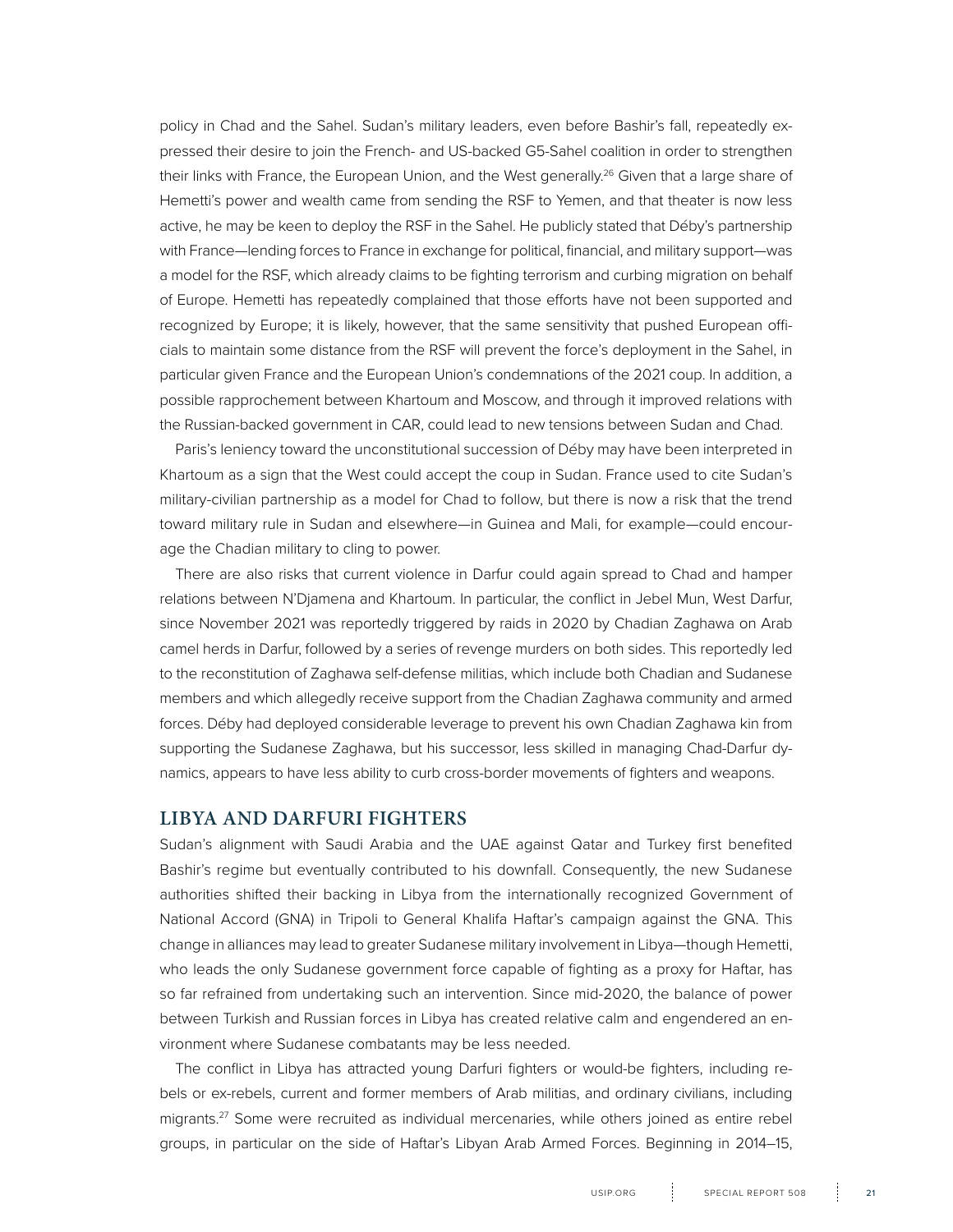policy in Chad and the Sahel. Sudan's military leaders, even before Bashir's fall, repeatedly expressed their desire to join the French- and US-backed G5-Sahel coalition in order to strengthen their links with France, the European Union, and the West generally.[26] Given that a large share of Hemetti's power and wealth came from sending the RSF to Yemen, and that theater is now less active, he may be keen to deploy the RSF in the Sahel. He publicly stated that Déby's partnership with France—lending forces to France in exchange for political, financial, and military support—was a model for the RSF, which already claims to be fighting terrorism and curbing migration on behalf of Europe. Hemetti has repeatedly complained that those efforts have not been supported and recognized by Europe; it is likely, however, that the same sensitivity that pushed European officials to maintain some distance from the RSF will prevent the force's deployment in the Sahel, in particular given France and the European Union's condemnations of the 2021 coup. In addition, a possible rapprochement between Khartoum and Moscow, and through it improved relations with the Russian-backed government in CAR, could lead to new tensions between Sudan and Chad.

Paris's leniency toward the unconstitutional succession of Déby may have been interpreted in Khartoum as a sign that the West could accept the coup in Sudan. France used to cite Sudan's military-civilian partnership as a model for Chad to follow, but there is now a risk that the trend toward military rule in Sudan and elsewhere—in Guinea and Mali, for example—could encourage the Chadian military to cling to power.

There are also risks that current violence in Darfur could again spread to Chad and hamper relations between N'Djamena and Khartoum. In particular, the conflict in Jebel Mun, West Darfur, since November 2021 was reportedly triggered by raids in 2020 by Chadian Zaghawa on Arab camel herds in Darfur, followed by a series of revenge murders on both sides. This reportedly led to the reconstitution of Zaghawa self-defense militias, which include both Chadian and Sudanese members and which allegedly receive support from the Chadian Zaghawa community and armed forces. Déby had deployed considerable leverage to prevent his own Chadian Zaghawa kin from supporting the Sudanese Zaghawa, but his successor, less skilled in managing Chad-Darfur dynamics, appears to have less ability to curb cross-border movements of fighters and weapons.

## LIBYA AND DARFURI FIGHTERS

Sudan's alignment with Saudi Arabia and the UAE against Qatar and Turkey first benefited Bashir's regime but eventually contributed to his downfall. Consequently, the new Sudanese authorities shifted their backing in Libya from the internationally recognized Government of National Accord (GNA) in Tripoli to General Khalifa Haftar's campaign against the GNA. This change in alliances may lead to greater Sudanese military involvement in Libya—though Hemetti, who leads the only Sudanese government force capable of fighting as a proxy for Haftar, has so far refrained from undertaking such an intervention. Since mid-2020, the balance of power between Turkish and Russian forces in Libya has created relative calm and engendered an environment where Sudanese combatants may be less needed.

The conflict in Libya has attracted young Darfuri fighters or would-be fighters, including rebels or ex-rebels, current and former members of Arab militias, and ordinary civilians, including migrants.[27] Some were recruited as individual mercenaries, while others joined as entire rebel groups, in particular on the side of Haftar's Libyan Arab Armed Forces. Beginning in 2014–15,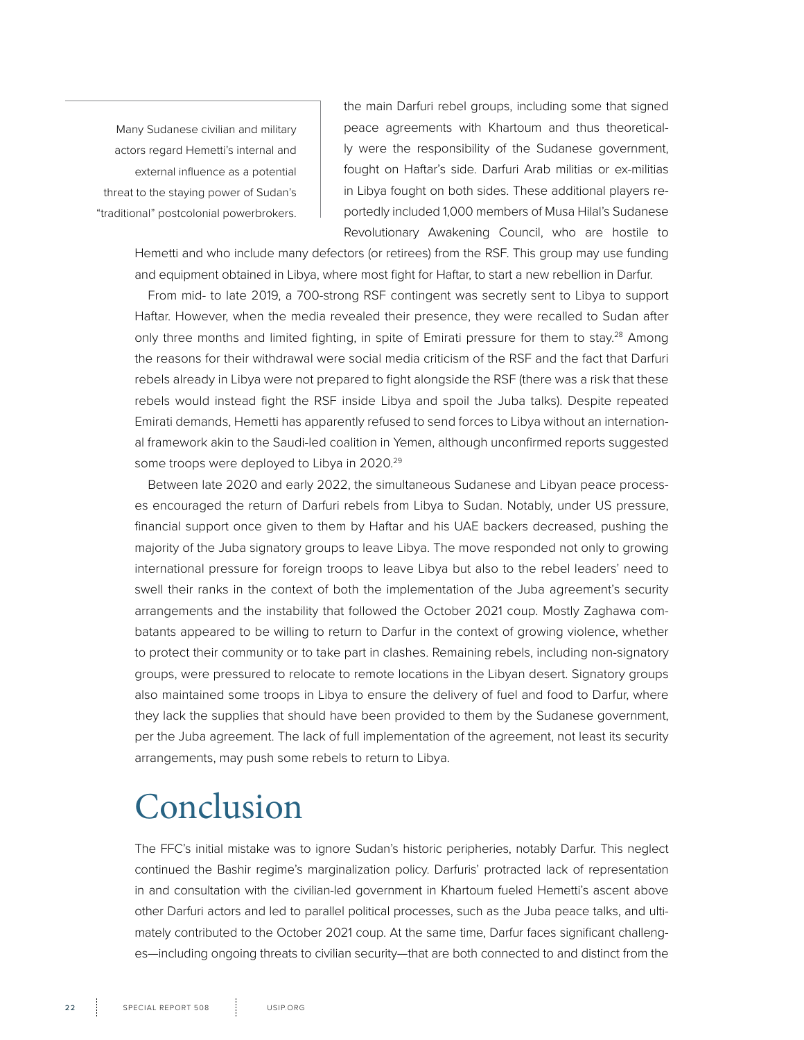> Many Sudanese civilian and military actors regard Hemetti's internal and external influence as a potential threat to the staying power of Sudan's "traditional" postcolonial powerbrokers.

the main Darfuri rebel groups, including some that signed peace agreements with Khartoum and thus theoretically were the responsibility of the Sudanese government, fought on Haftar's side. Darfuri Arab militias or ex-militias in Libya fought on both sides. These additional players reportedly included 1,000 members of Musa Hilal's Sudanese Revolutionary Awakening Council, who are hostile to Hemetti and who include many defectors (or retirees) from the RSF. This group may use funding and equipment obtained in Libya, where most fight for Haftar, to start a new rebellion in Darfur.

From mid- to late 2019, a 700-strong RSF contingent was secretly sent to Libya to support Haftar. However, when the media revealed their presence, they were recalled to Sudan after only three months and limited fighting, in spite of Emirati pressure for them to stay.[28] Among the reasons for their withdrawal were social media criticism of the RSF and the fact that Darfuri rebels already in Libya were not prepared to fight alongside the RSF (there was a risk that these rebels would instead fight the RSF inside Libya and spoil the Juba talks). Despite repeated Emirati demands, Hemetti has apparently refused to send forces to Libya without an international framework akin to the Saudi-led coalition in Yemen, although unconfirmed reports suggested some troops were deployed to Libya in 2020.[29]

Between late 2020 and early 2022, the simultaneous Sudanese and Libyan peace processes encouraged the return of Darfuri rebels from Libya to Sudan. Notably, under US pressure, financial support once given to them by Haftar and his UAE backers decreased, pushing the majority of the Juba signatory groups to leave Libya. The move responded not only to growing international pressure for foreign troops to leave Libya but also to the rebel leaders' need to swell their ranks in the context of both the implementation of the Juba agreement's security arrangements and the instability that followed the October 2021 coup. Mostly Zaghawa combatants appeared to be willing to return to Darfur in the context of growing violence, whether to protect their community or to take part in clashes. Remaining rebels, including non-signatory groups, were pressured to relocate to remote locations in the Libyan desert. Signatory groups also maintained some troops in Libya to ensure the delivery of fuel and food to Darfur, where they lack the supplies that should have been provided to them by the Sudanese government, per the Juba agreement. The lack of full implementation of the agreement, not least its security arrangements, may push some rebels to return to Libya.

# Conclusion

The FFC's initial mistake was to ignore Sudan's historic peripheries, notably Darfur. This neglect continued the Bashir regime's marginalization policy. Darfuris' protracted lack of representation in and consultation with the civilian-led government in Khartoum fueled Hemetti's ascent above other Darfuri actors and led to parallel political processes, such as the Juba peace talks, and ultimately contributed to the October 2021 coup. At the same time, Darfur faces significant challenges—including ongoing threats to civilian security—that are both connected to and distinct from the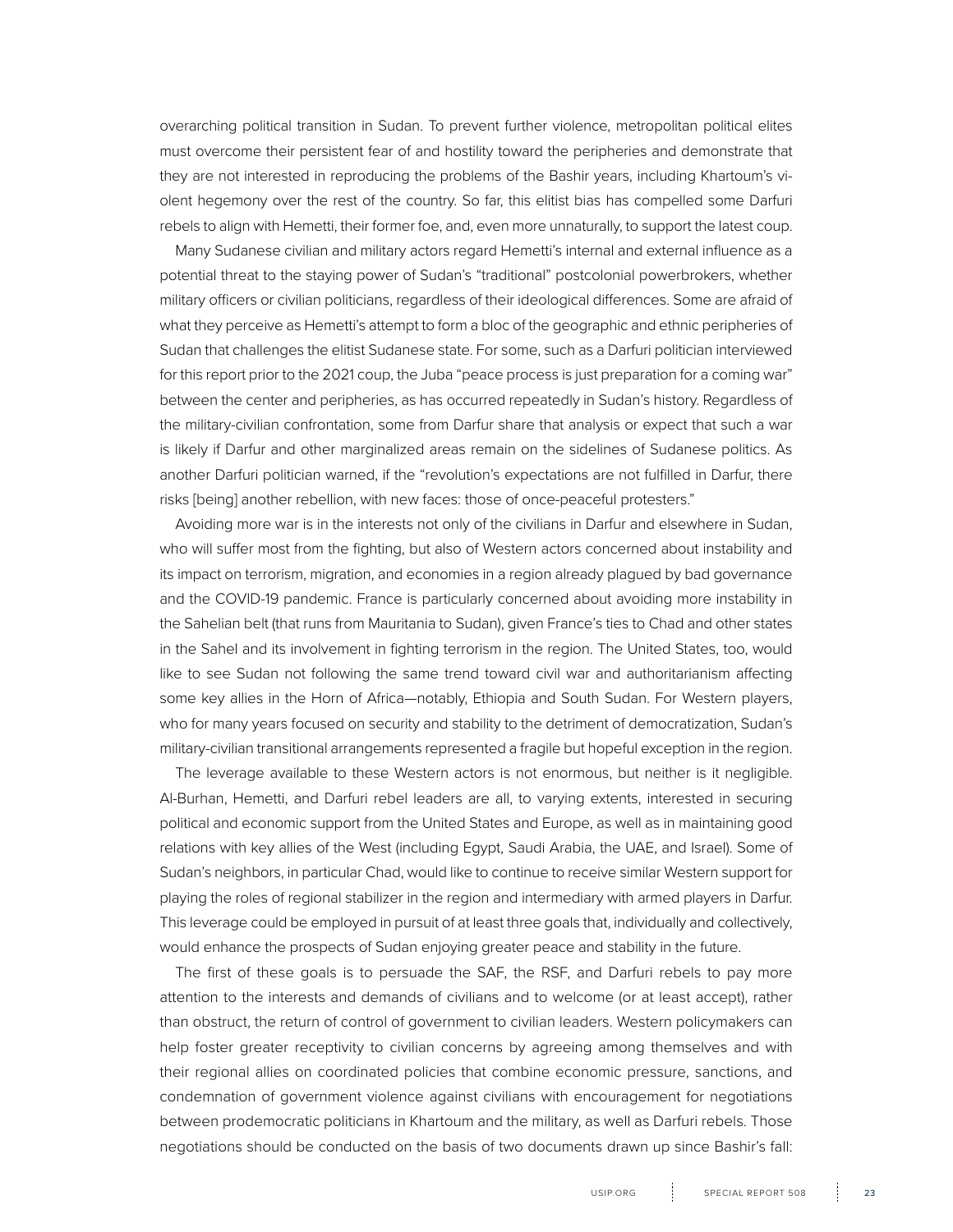overarching political transition in Sudan. To prevent further violence, metropolitan political elites must overcome their persistent fear of and hostility toward the peripheries and demonstrate that they are not interested in reproducing the problems of the Bashir years, including Khartoum's violent hegemony over the rest of the country. So far, this elitist bias has compelled some Darfuri rebels to align with Hemetti, their former foe, and, even more unnaturally, to support the latest coup.

Many Sudanese civilian and military actors regard Hemetti's internal and external influence as a potential threat to the staying power of Sudan's "traditional" postcolonial powerbrokers, whether military officers or civilian politicians, regardless of their ideological differences. Some are afraid of what they perceive as Hemetti's attempt to form a bloc of the geographic and ethnic peripheries of Sudan that challenges the elitist Sudanese state. For some, such as a Darfuri politician interviewed for this report prior to the 2021 coup, the Juba "peace process is just preparation for a coming war" between the center and peripheries, as has occurred repeatedly in Sudan's history. Regardless of the military-civilian confrontation, some from Darfur share that analysis or expect that such a war is likely if Darfur and other marginalized areas remain on the sidelines of Sudanese politics. As another Darfuri politician warned, if the "revolution's expectations are not fulfilled in Darfur, there risks [being] another rebellion, with new faces: those of once-peaceful protesters."

Avoiding more war is in the interests not only of the civilians in Darfur and elsewhere in Sudan, who will suffer most from the fighting, but also of Western actors concerned about instability and its impact on terrorism, migration, and economies in a region already plagued by bad governance and the COVID-19 pandemic. France is particularly concerned about avoiding more instability in the Sahelian belt (that runs from Mauritania to Sudan), given France's ties to Chad and other states in the Sahel and its involvement in fighting terrorism in the region. The United States, too, would like to see Sudan not following the same trend toward civil war and authoritarianism affecting some key allies in the Horn of Africa—notably, Ethiopia and South Sudan. For Western players, who for many years focused on security and stability to the detriment of democratization, Sudan's military-civilian transitional arrangements represented a fragile but hopeful exception in the region.

The leverage available to these Western actors is not enormous, but neither is it negligible. Al-Burhan, Hemetti, and Darfuri rebel leaders are all, to varying extents, interested in securing political and economic support from the United States and Europe, as well as in maintaining good relations with key allies of the West (including Egypt, Saudi Arabia, the UAE, and Israel). Some of Sudan's neighbors, in particular Chad, would like to continue to receive similar Western support for playing the roles of regional stabilizer in the region and intermediary with armed players in Darfur. This leverage could be employed in pursuit of at least three goals that, individually and collectively, would enhance the prospects of Sudan enjoying greater peace and stability in the future.

The first of these goals is to persuade the SAF, the RSF, and Darfuri rebels to pay more attention to the interests and demands of civilians and to welcome (or at least accept), rather than obstruct, the return of control of government to civilian leaders. Western policymakers can help foster greater receptivity to civilian concerns by agreeing among themselves and with their regional allies on coordinated policies that combine economic pressure, sanctions, and condemnation of government violence against civilians with encouragement for negotiations between prodemocratic politicians in Khartoum and the military, as well as Darfuri rebels. Those negotiations should be conducted on the basis of two documents drawn up since Bashir's fall: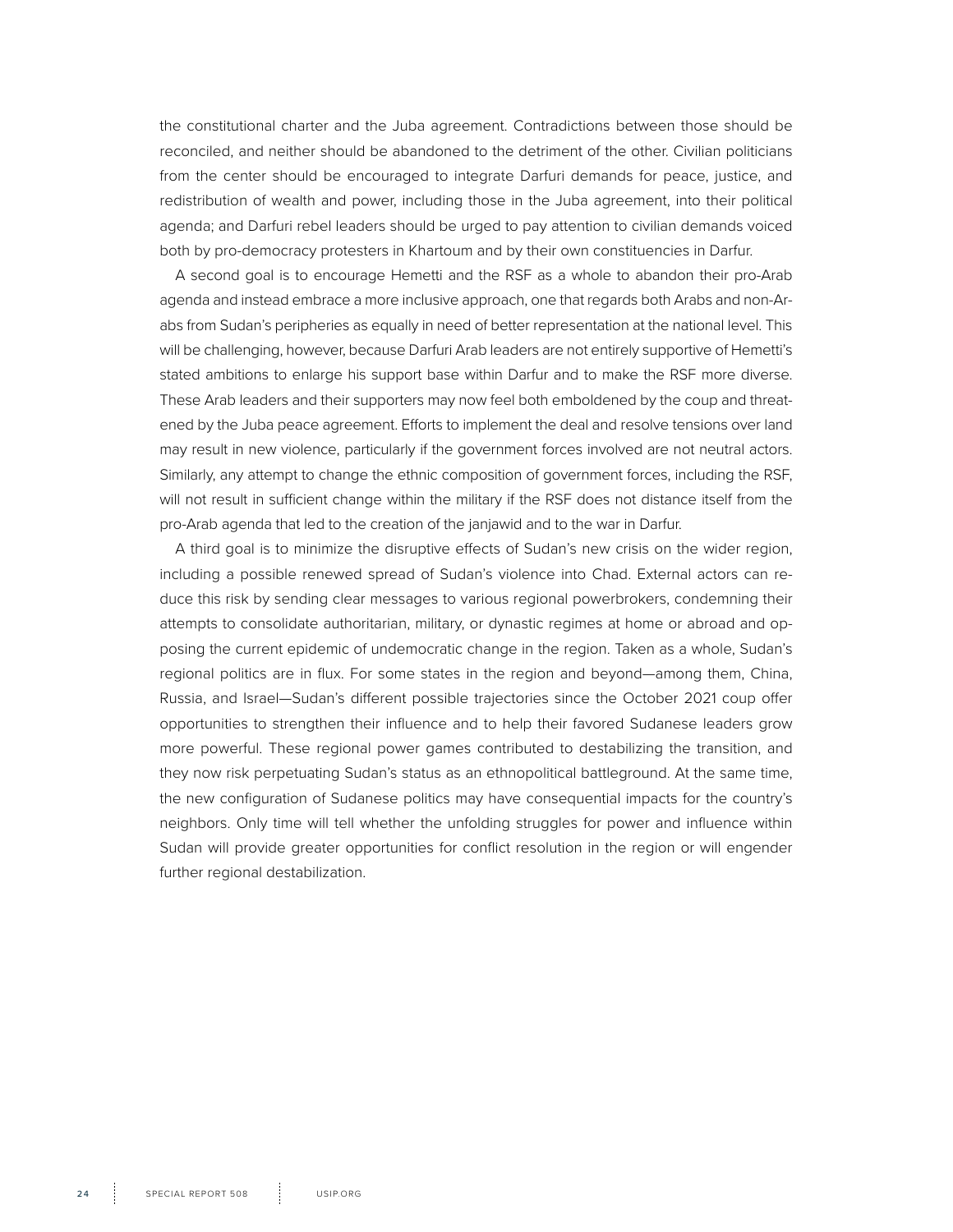the constitutional charter and the Juba agreement. Contradictions between those should be reconciled, and neither should be abandoned to the detriment of the other. Civilian politicians from the center should be encouraged to integrate Darfuri demands for peace, justice, and redistribution of wealth and power, including those in the Juba agreement, into their political agenda; and Darfuri rebel leaders should be urged to pay attention to civilian demands voiced both by pro-democracy protesters in Khartoum and by their own constituencies in Darfur.

A second goal is to encourage Hemetti and the RSF as a whole to abandon their pro-Arab agenda and instead embrace a more inclusive approach, one that regards both Arabs and non-Arabs from Sudan's peripheries as equally in need of better representation at the national level. This will be challenging, however, because Darfuri Arab leaders are not entirely supportive of Hemetti's stated ambitions to enlarge his support base within Darfur and to make the RSF more diverse. These Arab leaders and their supporters may now feel both emboldened by the coup and threatened by the Juba peace agreement. Efforts to implement the deal and resolve tensions over land may result in new violence, particularly if the government forces involved are not neutral actors. Similarly, any attempt to change the ethnic composition of government forces, including the RSF, will not result in sufficient change within the military if the RSF does not distance itself from the pro-Arab agenda that led to the creation of the janjawid and to the war in Darfur.

A third goal is to minimize the disruptive effects of Sudan's new crisis on the wider region, including a possible renewed spread of Sudan's violence into Chad. External actors can reduce this risk by sending clear messages to various regional powerbrokers, condemning their attempts to consolidate authoritarian, military, or dynastic regimes at home or abroad and opposing the current epidemic of undemocratic change in the region. Taken as a whole, Sudan's regional politics are in flux. For some states in the region and beyond—among them, China, Russia, and Israel—Sudan's different possible trajectories since the October 2021 coup offer opportunities to strengthen their influence and to help their favored Sudanese leaders grow more powerful. These regional power games contributed to destabilizing the transition, and they now risk perpetuating Sudan's status as an ethnopolitical battleground. At the same time, the new configuration of Sudanese politics may have consequential impacts for the country's neighbors. Only time will tell whether the unfolding struggles for power and influence within Sudan will provide greater opportunities for conflict resolution in the region or will engender further regional destabilization.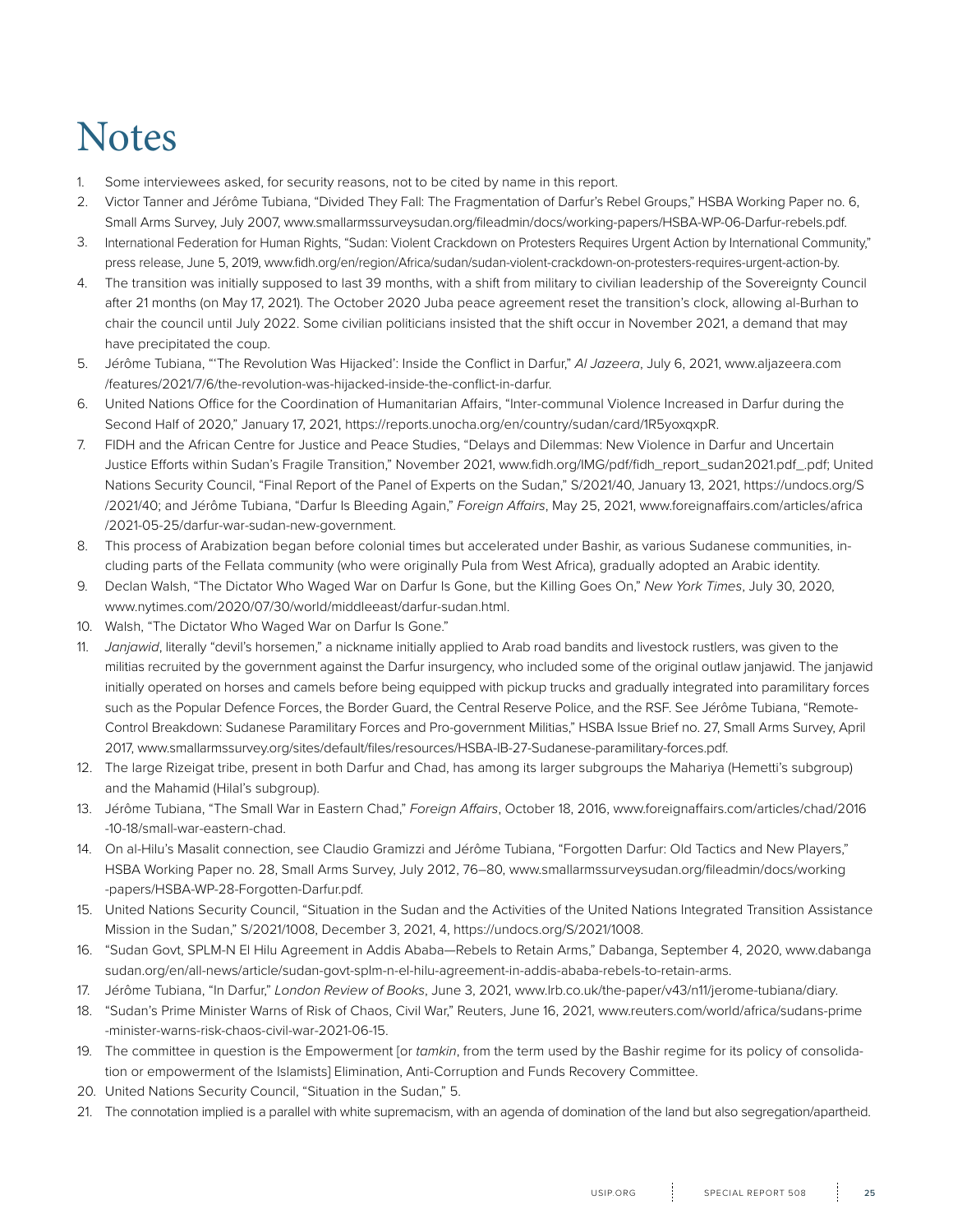# Notes

1. Some interviewees asked, for security reasons, not to be cited by name in this report.
2. Victor Tanner and Jérôme Tubiana, "Divided They Fall: The Fragmentation of Darfur's Rebel Groups," HSBA Working Paper no. 6, Small Arms Survey, July 2007, www.smallarmssurveysudan.org/fileadmin/docs/working-papers/HSBA-WP-06-Darfur-rebels.pdf.
3. International Federation for Human Rights, "Sudan: Violent Crackdown on Protesters Requires Urgent Action by International Community," press release, June 5, 2019, www.fidh.org/en/region/Africa/sudan/sudan-violent-crackdown-on-protesters-requires-urgent-action-by.
4. The transition was initially supposed to last 39 months, with a shift from military to civilian leadership of the Sovereignty Council after 21 months (on May 17, 2021). The October 2020 Juba peace agreement reset the transition's clock, allowing al-Burhan to chair the council until July 2022. Some civilian politicians insisted that the shift occur in November 2021, a demand that may have precipitated the coup.
5. Jérôme Tubiana, "'The Revolution Was Hijacked': Inside the Conflict in Darfur," *Al Jazeera*, July 6, 2021, www.aljazeera.com/features/2021/7/6/the-revolution-was-hijacked-inside-the-conflict-in-darfur.
6. United Nations Office for the Coordination of Humanitarian Affairs, "Inter-communal Violence Increased in Darfur during the Second Half of 2020," January 17, 2021, https://reports.unocha.org/en/country/sudan/card/1R5yoxqxpR.
7. FIDH and the African Centre for Justice and Peace Studies, "Delays and Dilemmas: New Violence in Darfur and Uncertain Justice Efforts within Sudan's Fragile Transition," November 2021, www.fidh.org/IMG/pdf/fidh_report_sudan2021.pdf_.pdf; United Nations Security Council, "Final Report of the Panel of Experts on the Sudan," S/2021/40, January 13, 2021, https://undocs.org/S/2021/40; and Jérôme Tubiana, "Darfur Is Bleeding Again," *Foreign Affairs*, May 25, 2021, www.foreignaffairs.com/articles/africa/2021-05-25/darfur-war-sudan-new-government.
8. This process of Arabization began before colonial times but accelerated under Bashir, as various Sudanese communities, including parts of the Fellata community (who were originally Pula from West Africa), gradually adopted an Arabic identity.
9. Declan Walsh, "The Dictator Who Waged War on Darfur Is Gone, but the Killing Goes On," *New York Times*, July 30, 2020, www.nytimes.com/2020/07/30/world/middleeast/darfur-sudan.html.
10. Walsh, "The Dictator Who Waged War on Darfur Is Gone."
11. *Janjawid*, literally "devil's horsemen," a nickname initially applied to Arab road bandits and livestock rustlers, was given to the militias recruited by the government against the Darfur insurgency, who included some of the original outlaw janjawid. The janjawid initially operated on horses and camels before being equipped with pickup trucks and gradually integrated into paramilitary forces such as the Popular Defence Forces, the Border Guard, the Central Reserve Police, and the RSF. See Jérôme Tubiana, "Remote-Control Breakdown: Sudanese Paramilitary Forces and Pro-government Militias," HSBA Issue Brief no. 27, Small Arms Survey, April 2017, www.smallarmssurvey.org/sites/default/files/resources/HSBA-IB-27-Sudanese-paramilitary-forces.pdf.
12. The large Rizeigat tribe, present in both Darfur and Chad, has among its larger subgroups the Mahariya (Hemetti's subgroup) and the Mahamid (Hilal's subgroup).
13. Jérôme Tubiana, "The Small War in Eastern Chad," *Foreign Affairs*, October 18, 2016, www.foreignaffairs.com/articles/chad/2016-10-18/small-war-eastern-chad.
14. On al-Hilu's Masalit connection, see Claudio Gramizzi and Jérôme Tubiana, "Forgotten Darfur: Old Tactics and New Players," HSBA Working Paper no. 28, Small Arms Survey, July 2012, 76–80, www.smallarmssurveysudan.org/fileadmin/docs/working-papers/HSBA-WP-28-Forgotten-Darfur.pdf.
15. United Nations Security Council, "Situation in the Sudan and the Activities of the United Nations Integrated Transition Assistance Mission in the Sudan," S/2021/1008, December 3, 2021, 4, https://undocs.org/S/2021/1008.
16. "Sudan Govt, SPLM-N El Hilu Agreement in Addis Ababa—Rebels to Retain Arms," Dabanga, September 4, 2020, www.dabangasudan.org/en/all-news/article/sudan-govt-splm-n-el-hilu-agreement-in-addis-ababa-rebels-to-retain-arms.
17. Jérôme Tubiana, "In Darfur," *London Review of Books*, June 3, 2021, www.lrb.co.uk/the-paper/v43/n11/jerome-tubiana/diary.
18. "Sudan's Prime Minister Warns of Risk of Chaos, Civil War," Reuters, June 16, 2021, www.reuters.com/world/africa/sudans-prime-minister-warns-risk-chaos-civil-war-2021-06-15.
19. The committee in question is the Empowerment [or *tamkin*, from the term used by the Bashir regime for its policy of consolidation or empowerment of the Islamists] Elimination, Anti-Corruption and Funds Recovery Committee.
20. United Nations Security Council, "Situation in the Sudan," 5.
21. The connotation implied is a parallel with white supremacism, with an agenda of domination of the land but also segregation/apartheid.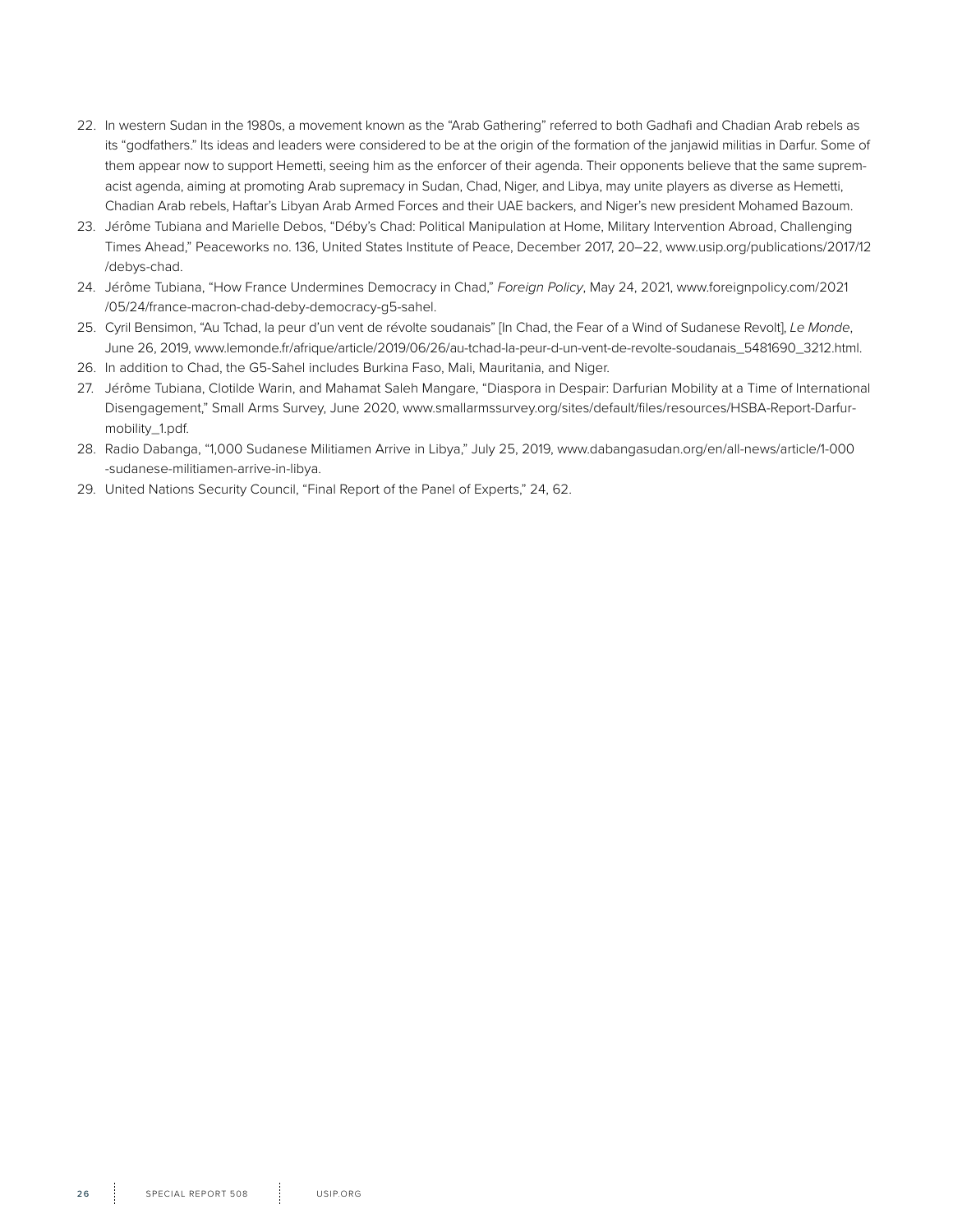22. In western Sudan in the 1980s, a movement known as the "Arab Gathering" referred to both Gadhafi and Chadian Arab rebels as its "godfathers." Its ideas and leaders were considered to be at the origin of the formation of the janjawid militias in Darfur. Some of them appear now to support Hemetti, seeing him as the enforcer of their agenda. Their opponents believe that the same supremacist agenda, aiming at promoting Arab supremacy in Sudan, Chad, Niger, and Libya, may unite players as diverse as Hemetti, Chadian Arab rebels, Haftar's Libyan Arab Armed Forces and their UAE backers, and Niger's new president Mohamed Bazoum.
23. Jérôme Tubiana and Marielle Debos, "Déby's Chad: Political Manipulation at Home, Military Intervention Abroad, Challenging Times Ahead," Peaceworks no. 136, United States Institute of Peace, December 2017, 20–22, www.usip.org/publications/2017/12/debys-chad.
24. Jérôme Tubiana, "How France Undermines Democracy in Chad," *Foreign Policy*, May 24, 2021, www.foreignpolicy.com/2021/05/24/france-macron-chad-deby-democracy-g5-sahel.
25. Cyril Bensimon, "Au Tchad, la peur d'un vent de révolte soudanais" [In Chad, the Fear of a Wind of Sudanese Revolt], *Le Monde*, June 26, 2019, www.lemonde.fr/afrique/article/2019/06/26/au-tchad-la-peur-d-un-vent-de-revolte-soudanais_5481690_3212.html.
26. In addition to Chad, the G5-Sahel includes Burkina Faso, Mali, Mauritania, and Niger.
27. Jérôme Tubiana, Clotilde Warin, and Mahamat Saleh Mangare, "Diaspora in Despair: Darfurian Mobility at a Time of International Disengagement," Small Arms Survey, June 2020, www.smallarmssurvey.org/sites/default/files/resources/HSBA-Report-Darfur-mobility_1.pdf.
28. Radio Dabanga, "1,000 Sudanese Militiamen Arrive in Libya," July 25, 2019, www.dabangasudan.org/en/all-news/article/1-000-sudanese-militiamen-arrive-in-libya.
29. United Nations Security Council, "Final Report of the Panel of Experts," 24, 62.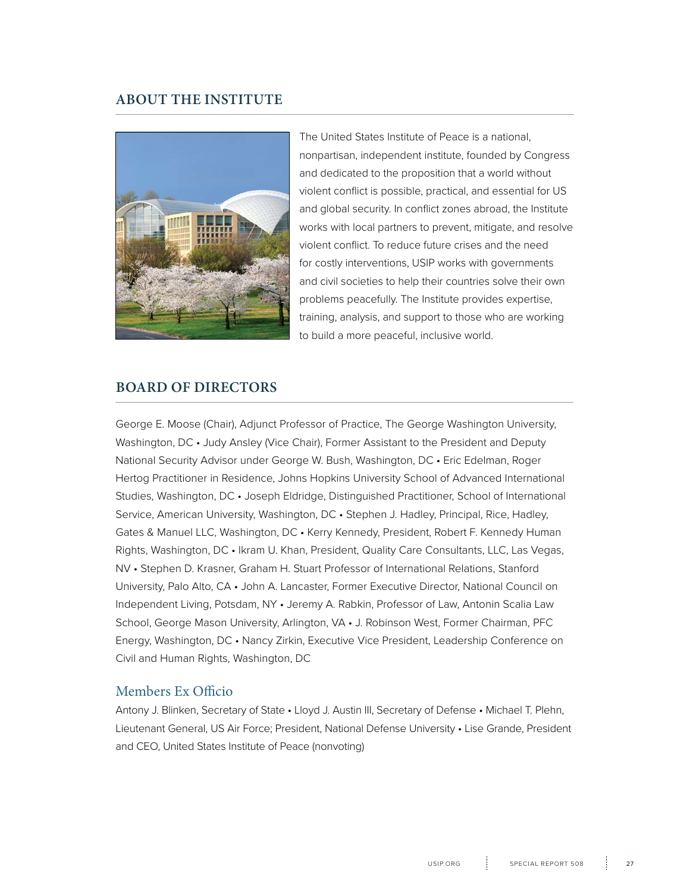## ABOUT THE INSTITUTE

The United States Institute of Peace is a national, nonpartisan, independent institute, founded by Congress and dedicated to the proposition that a world without violent conflict is possible, practical, and essential for US and global security. In conflict zones abroad, the Institute works with local partners to prevent, mitigate, and resolve violent conflict. To reduce future crises and the need for costly interventions, USIP works with governments and civil societies to help their countries solve their own problems peacefully. The Institute provides expertise, training, analysis, and support to those who are working to build a more peaceful, inclusive world.

## BOARD OF DIRECTORS

George E. Moose (Chair), Adjunct Professor of Practice, The George Washington University, Washington, DC • Judy Ansley (Vice Chair), Former Assistant to the President and Deputy National Security Advisor under George W. Bush, Washington, DC • Eric Edelman, Roger Hertog Practitioner in Residence, Johns Hopkins University School of Advanced International Studies, Washington, DC • Joseph Eldridge, Distinguished Practitioner, School of International Service, American University, Washington, DC • Stephen J. Hadley, Principal, Rice, Hadley, Gates & Manuel LLC, Washington, DC • Kerry Kennedy, President, Robert F. Kennedy Human Rights, Washington, DC • Ikram U. Khan, President, Quality Care Consultants, LLC, Las Vegas, NV • Stephen D. Krasner, Graham H. Stuart Professor of International Relations, Stanford University, Palo Alto, CA • John A. Lancaster, Former Executive Director, National Council on Independent Living, Potsdam, NY • Jeremy A. Rabkin, Professor of Law, Antonin Scalia Law School, George Mason University, Arlington, VA • J. Robinson West, Former Chairman, PFC Energy, Washington, DC • Nancy Zirkin, Executive Vice President, Leadership Conference on Civil and Human Rights, Washington, DC

### Members Ex Officio

Antony J. Blinken, Secretary of State • Lloyd J. Austin III, Secretary of Defense • Michael T. Plehn, Lieutenant General, US Air Force; President, National Defense University • Lise Grande, President and CEO, United States Institute of Peace (nonvoting)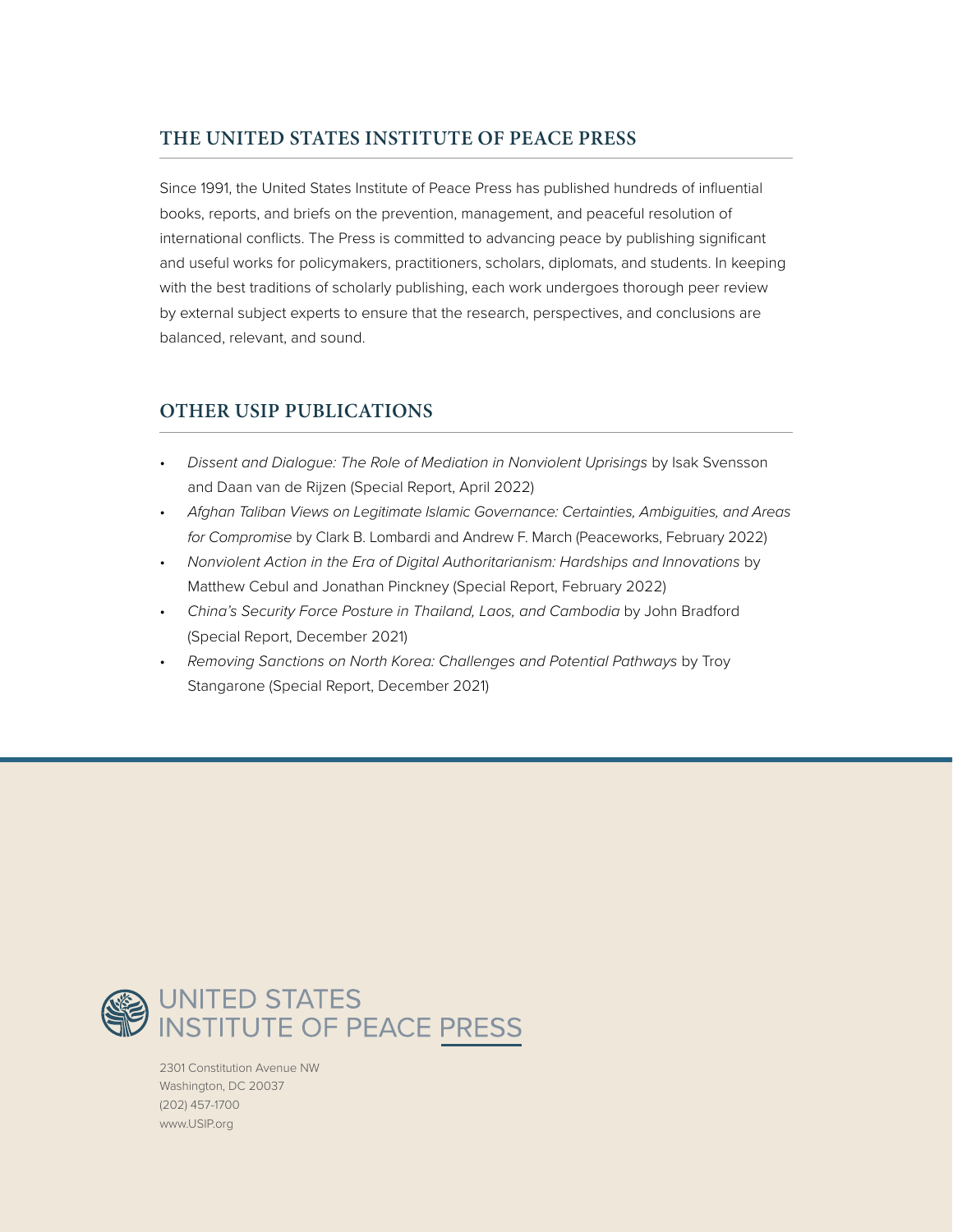## THE UNITED STATES INSTITUTE OF PEACE PRESS

Since 1991, the United States Institute of Peace Press has published hundreds of influential books, reports, and briefs on the prevention, management, and peaceful resolution of international conflicts. The Press is committed to advancing peace by publishing significant and useful works for policymakers, practitioners, scholars, diplomats, and students. In keeping with the best traditions of scholarly publishing, each work undergoes thorough peer review by external subject experts to ensure that the research, perspectives, and conclusions are balanced, relevant, and sound.

## OTHER USIP PUBLICATIONS

- *Dissent and Dialogue: The Role of Mediation in Nonviolent Uprisings* by Isak Svensson and Daan van de Rijzen (Special Report, April 2022)
- *Afghan Taliban Views on Legitimate Islamic Governance: Certainties, Ambiguities, and Areas for Compromise* by Clark B. Lombardi and Andrew F. March (Peaceworks, February 2022)
- *Nonviolent Action in the Era of Digital Authoritarianism: Hardships and Innovations* by Matthew Cebul and Jonathan Pinckney (Special Report, February 2022)
- *China's Security Force Posture in Thailand, Laos, and Cambodia* by John Bradford (Special Report, December 2021)
- *Removing Sanctions on North Korea: Challenges and Potential Pathways* by Troy Stangarone (Special Report, December 2021)

UNITED STATES
INSTITUTE OF PEACE PRESS

2301 Constitution Avenue NW
Washington, DC 20037
(202) 457-1700
www.USIP.org